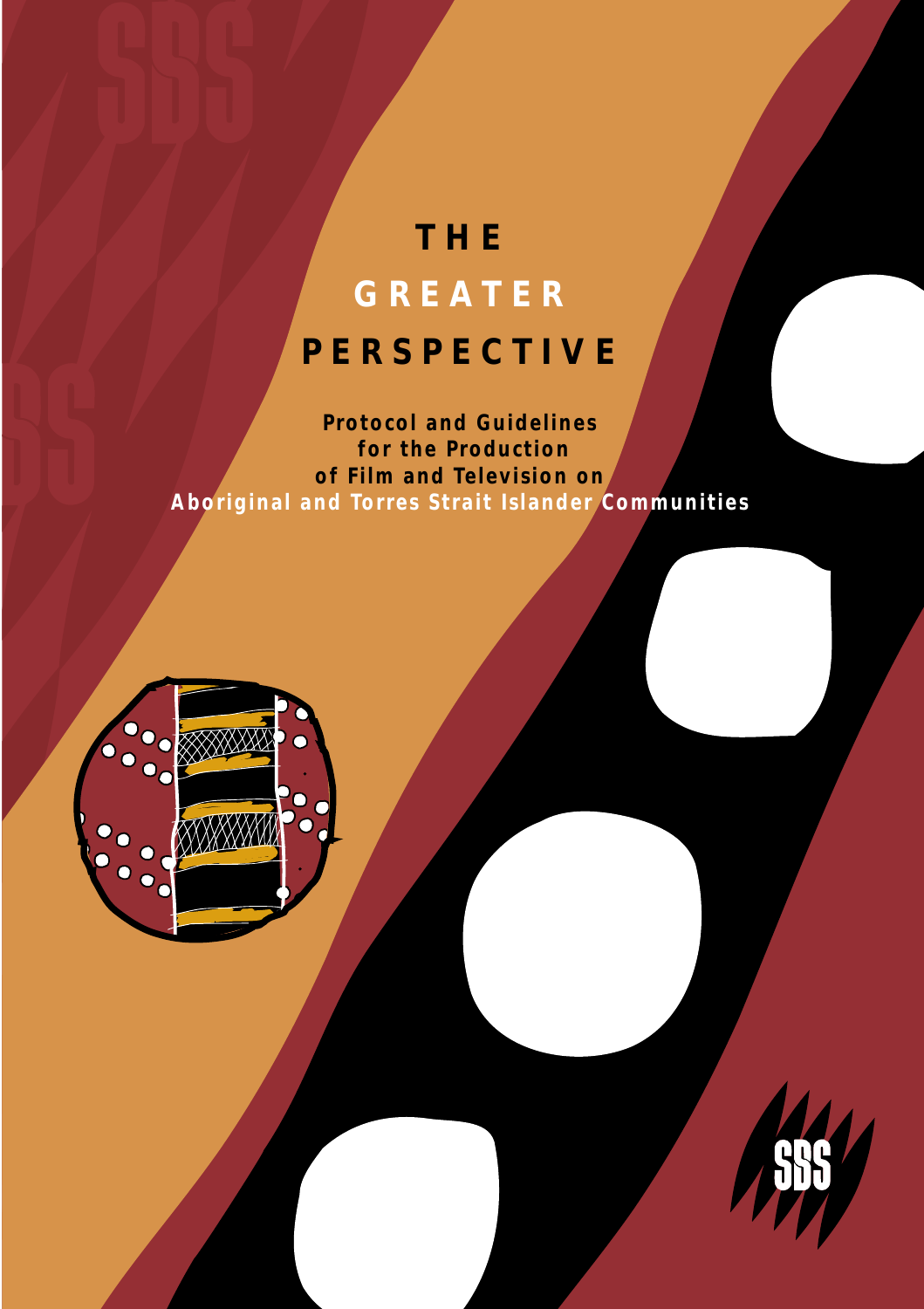# THE GREATER PERSPECTIVE

**Protocol and Guidelines for the Production of Film and Television on Aboriginal and Torres Strait Islander Communities**

SBS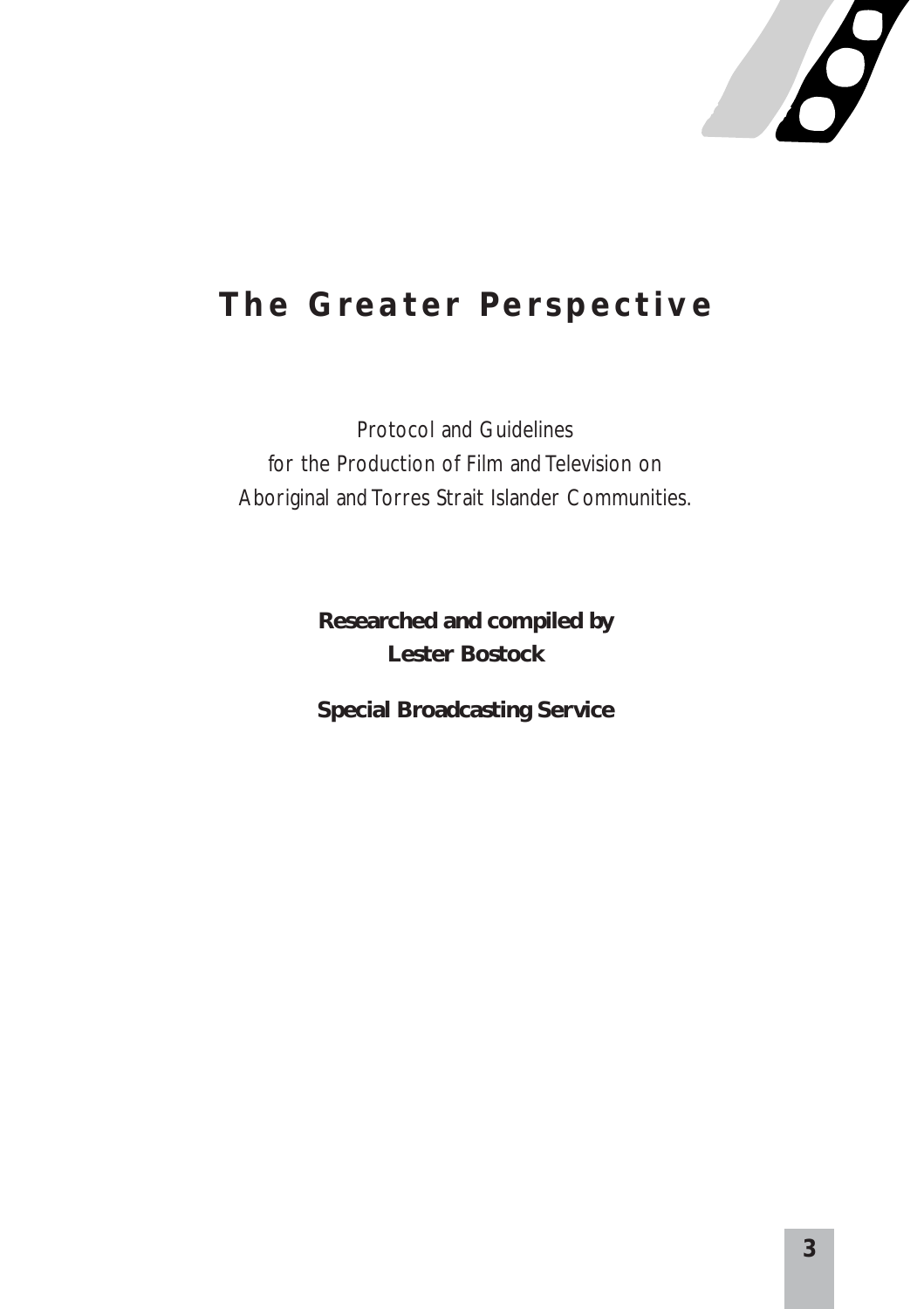# The Greater Perspective

*Protocol and Guidelines for the Production of Film and Television on Aboriginal and Torres Strait Islander Communities.*

**Researched and compiled by Lester Bostock**

**Special Broadcasting Service**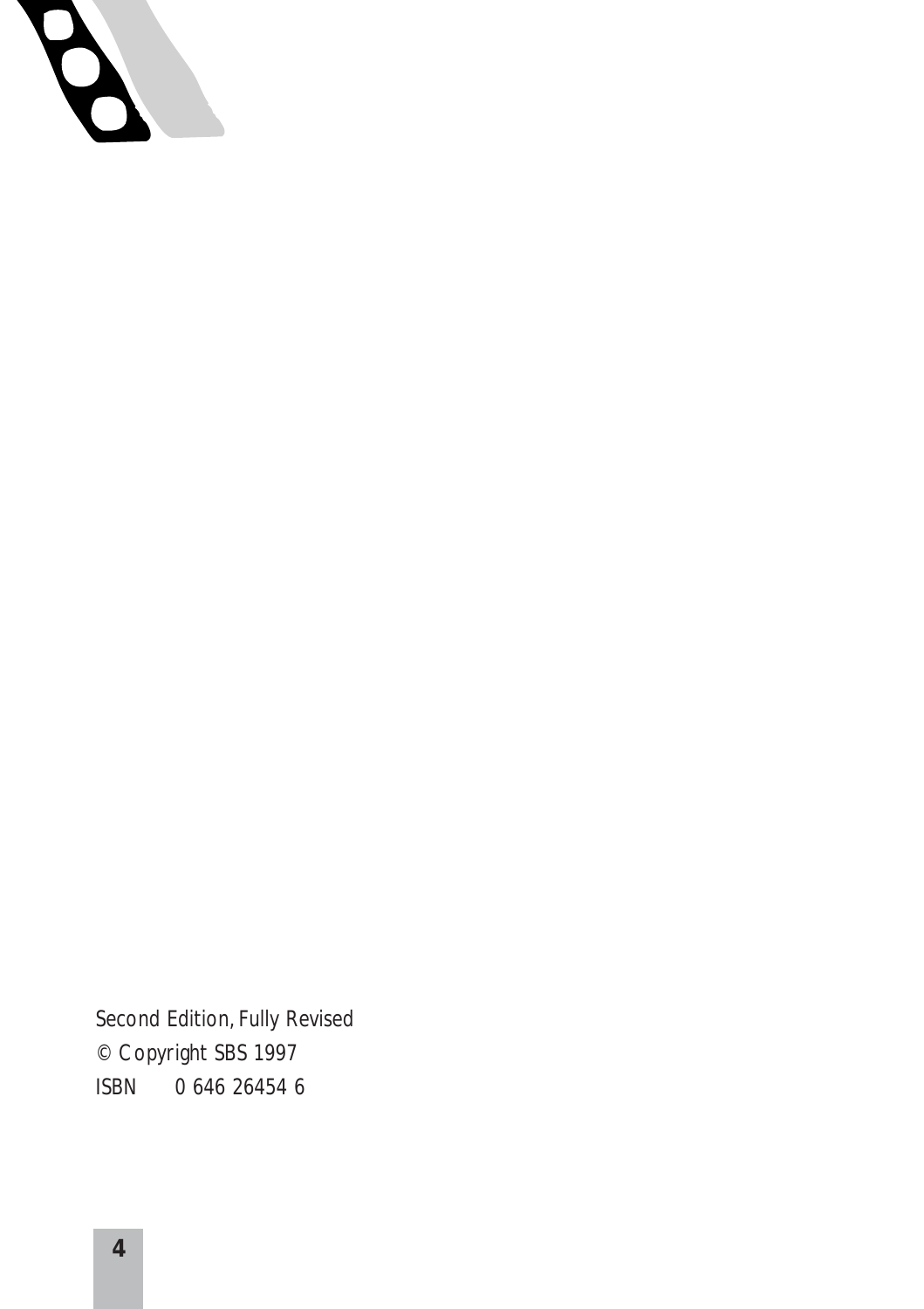Second Edition, Fully Revised

© Copyright SBS 1997

ISBN 0 646 26454 6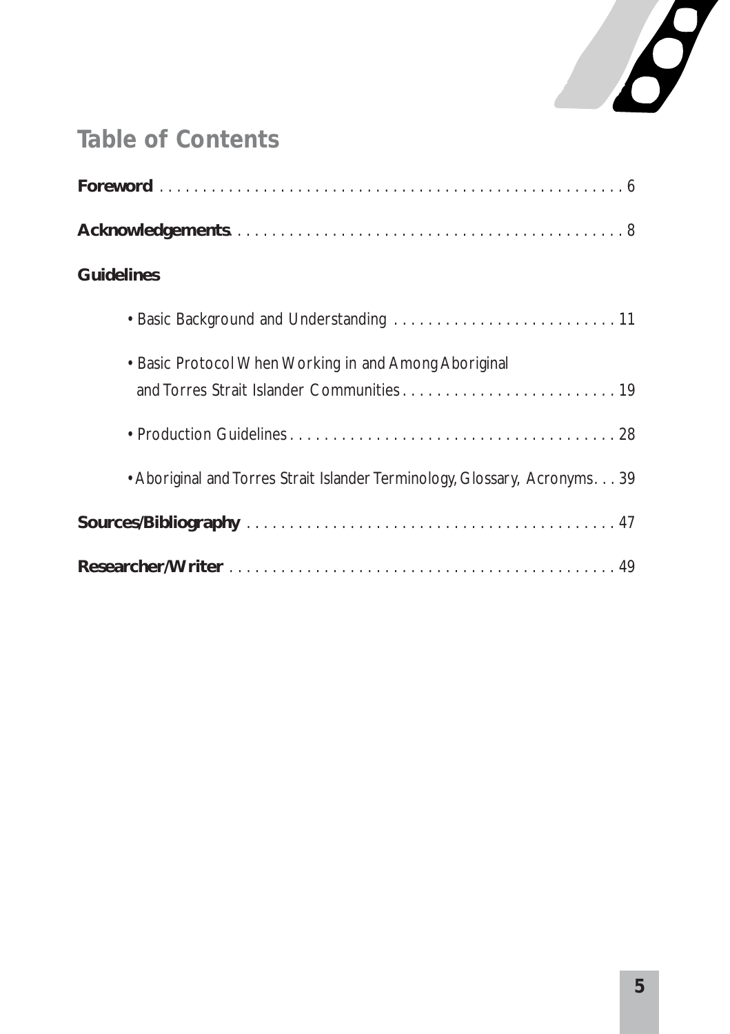## Table of Contents

**Foreword** . . . . . . . . . . . . . . . . . . . . . . . . . . . . . . . . . . . . . . . . . . . . . . . . . . . . . 6

**Acknowledgements** . . . . . . . . . . . . . . . . . . . . . . . . . . . . . . . . . . . . . . . . . . . . . . . 8

**Guidelines**

- Basic Background and Understanding . . . . . . . . . . . . . . . . . . . . . . . . . . 11
- Basic Protocol When Working in and Among Aboriginal and Torres Strait Islander Communities . . . . . . . . . . . . . . . . . . . . . . . . . 19
- Production Guidelines . . . . . . . . . . . . . . . . . . . . . . . . . . . . . . . . . . . . . . 28
- Aboriginal and Torres Strait Islander Terminology, Glossary, Acronyms . . . 39

**Sources/Bibliography** . . . . . . . . . . . . . . . . . . . . . . . . . . . . . . . . . . . . . . . . . . . 47

**Researcher/Writer** . . . . . . . . . . . . . . . . . . . . . . . . . . . . . . . . . . . . . . . . . . . . . 49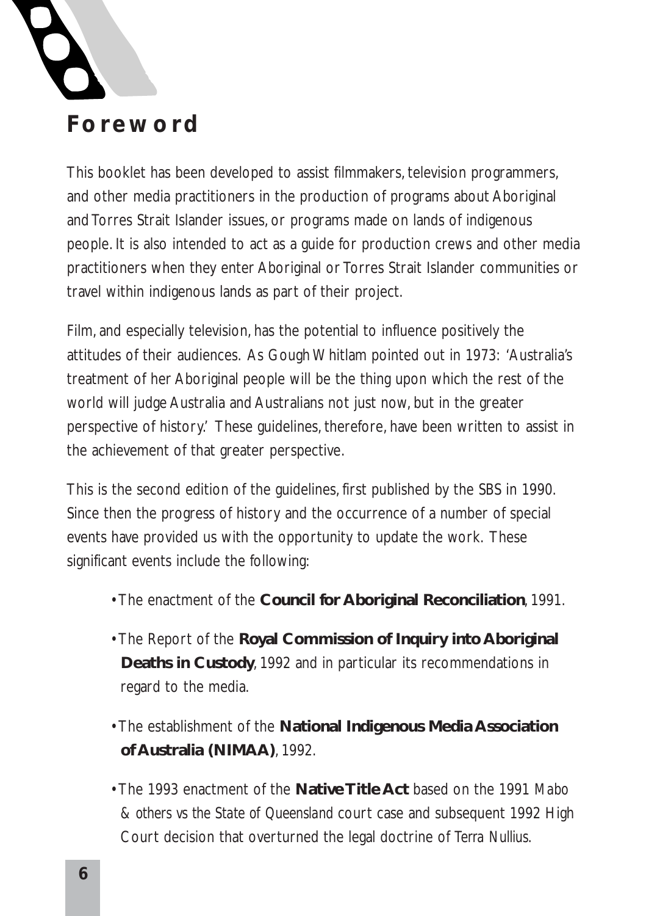# Foreword

This booklet has been developed to assist filmmakers, television programmers, and other media practitioners in the production of programs about Aboriginal and Torres Strait Islander issues, or programs made on lands of indigenous people. It is also intended to act as a guide for production crews and other media practitioners when they enter Aboriginal or Torres Strait Islander communities or travel within indigenous lands as part of their project.

Film, and especially television, has the potential to influence positively the attitudes of their audiences. As Gough Whitlam pointed out in 1973: 'Australia's treatment of her Aboriginal people will be the thing upon which the rest of the world will judge Australia and Australians not just now, but in the greater perspective of history.' These guidelines, therefore, have been written to assist in the achievement of that greater perspective.

This is the second edition of the guidelines, first published by the SBS in 1990. Since then the progress of history and the occurrence of a number of special events have provided us with the opportunity to update the work. These significant events include the following:

- The enactment of the **Council for Aboriginal Reconciliation**, 1991.
- The Report of the **Royal Commission of Inquiry into Aboriginal Deaths in Custody**, 1992 and in particular its recommendations in regard to the media.
- The establishment of the **National Indigenous Media Association of Australia (NIMAA)**, 1992.
- The 1993 enactment of the **Native Title Act** based on the 1991 *Mabo & others vs the State of Queensland* court case and subsequent 1992 High Court decision that overturned the legal doctrine of *Terra Nullius*.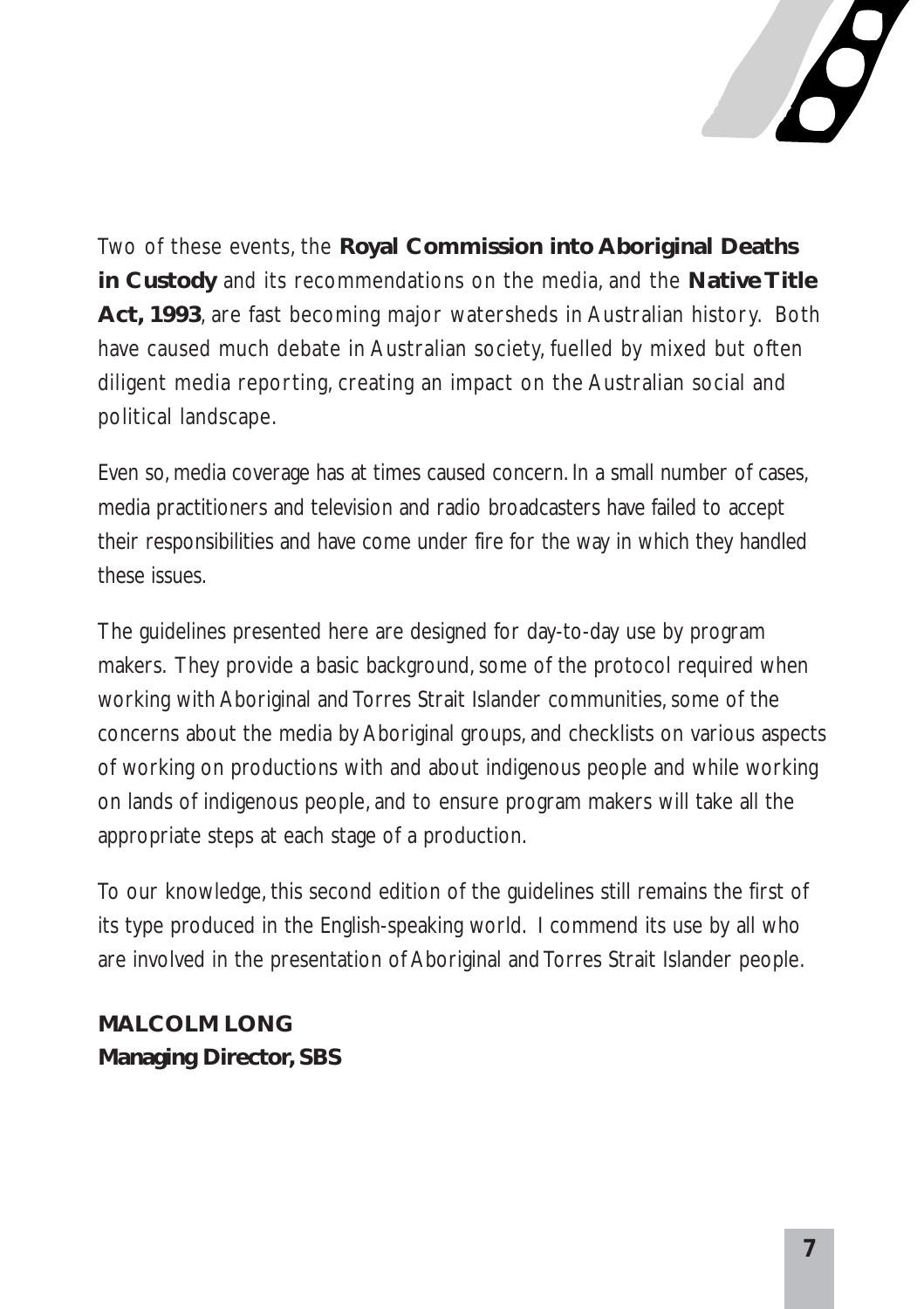Two of these events, the **Royal Commission into Aboriginal Deaths in Custody** and its recommendations on the media, and the **Native Title Act, 1993**, are fast becoming major watersheds in Australian history. Both have caused much debate in Australian society, fuelled by mixed but often diligent media reporting, creating an impact on the Australian social and political landscape.

Even so, media coverage has at times caused concern. In a small number of cases, media practitioners and television and radio broadcasters have failed to accept their responsibilities and have come under fire for the way in which they handled these issues.

The guidelines presented here are designed for day-to-day use by program makers. They provide a basic background, some of the protocol required when working with Aboriginal and Torres Strait Islander communities, some of the concerns about the media by Aboriginal groups, and checklists on various aspects of working on productions with and about indigenous people and while working on lands of indigenous people, and to ensure program makers will take all the appropriate steps at each stage of a production.

To our knowledge, this second edition of the guidelines still remains the first of its type produced in the English-speaking world. I commend its use by all who are involved in the presentation of Aboriginal and Torres Strait Islander people.

**MALCOLM LONG**
**Managing Director, SBS**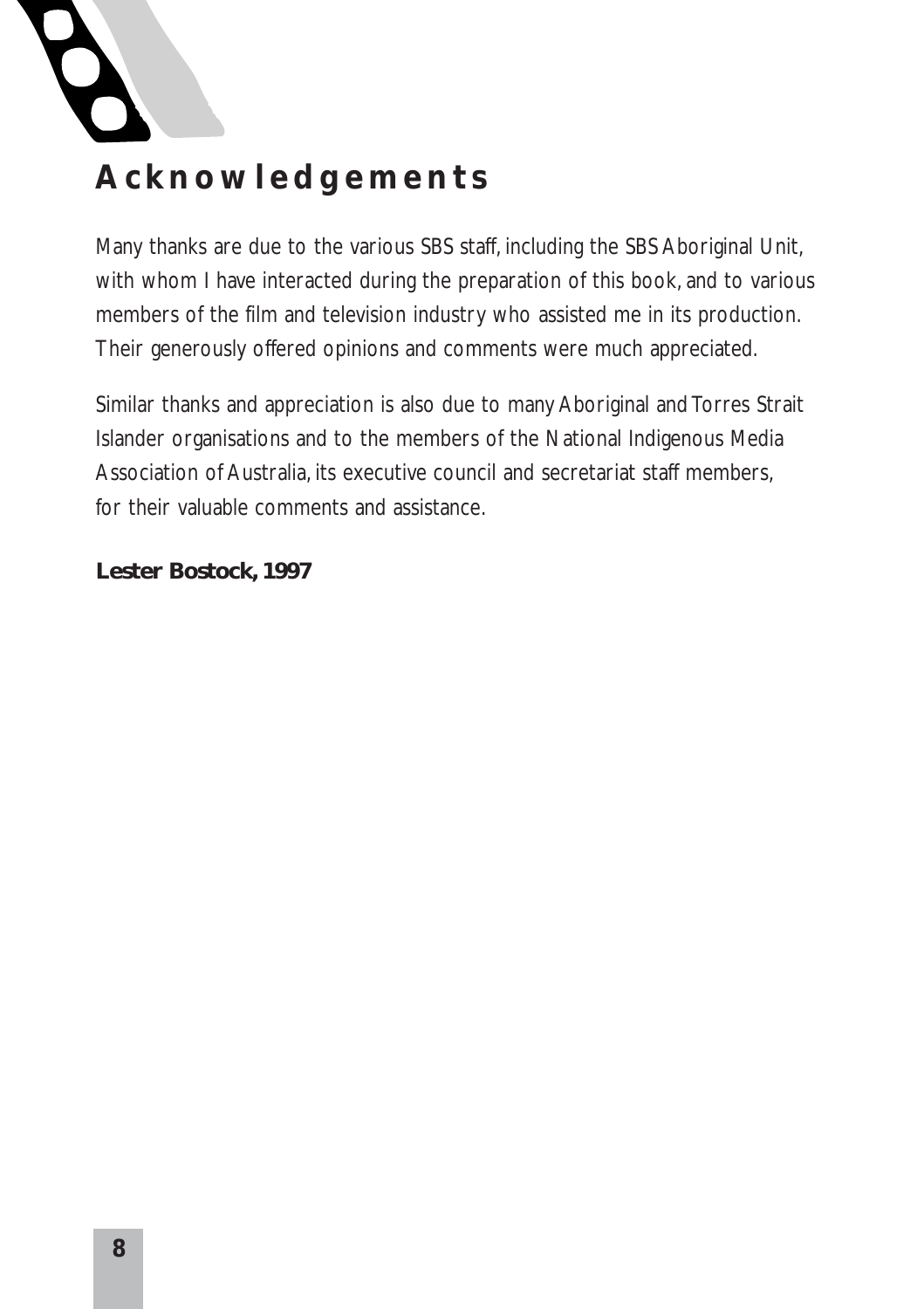# Acknowledgements

Many thanks are due to the various SBS staff, including the SBS Aboriginal Unit, with whom I have interacted during the preparation of this book, and to various members of the film and television industry who assisted me in its production. Their generously offered opinions and comments were much appreciated.

Similar thanks and appreciation is also due to many Aboriginal and Torres Strait Islander organisations and to the members of the National Indigenous Media Association of Australia, its executive council and secretariat staff members, for their valuable comments and assistance.

**Lester Bostock, 1997**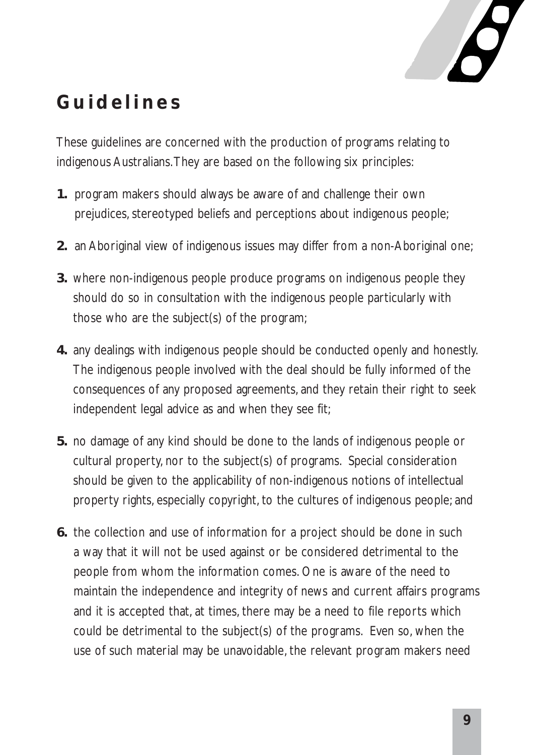# Guidelines

These guidelines are concerned with the production of programs relating to indigenous Australians. They are based on the following six principles:

1. program makers should always be aware of and challenge their own prejudices, stereotyped beliefs and perceptions about indigenous people;
2. an Aboriginal view of indigenous issues may differ from a non-Aboriginal one;
3. where non-indigenous people produce programs on indigenous people they should do so in consultation with the indigenous people particularly with those who are the subject(s) of the program;
4. any dealings with indigenous people should be conducted openly and honestly. The indigenous people involved with the deal should be fully informed of the consequences of any proposed agreements, and they retain their right to seek independent legal advice as and when they see fit;
5. no damage of any kind should be done to the lands of indigenous people or cultural property, nor to the subject(s) of programs. Special consideration should be given to the applicability of non-indigenous notions of intellectual property rights, especially copyright, to the cultures of indigenous people; and
6. the collection and use of information for a project should be done in such a way that it will not be used against or be considered detrimental to the people from whom the information comes. One is aware of the need to maintain the independence and integrity of news and current affairs programs and it is accepted that, at times, there may be a need to file reports which could be detrimental to the subject(s) of the programs. Even so, when the use of such material may be unavoidable, the relevant program makers need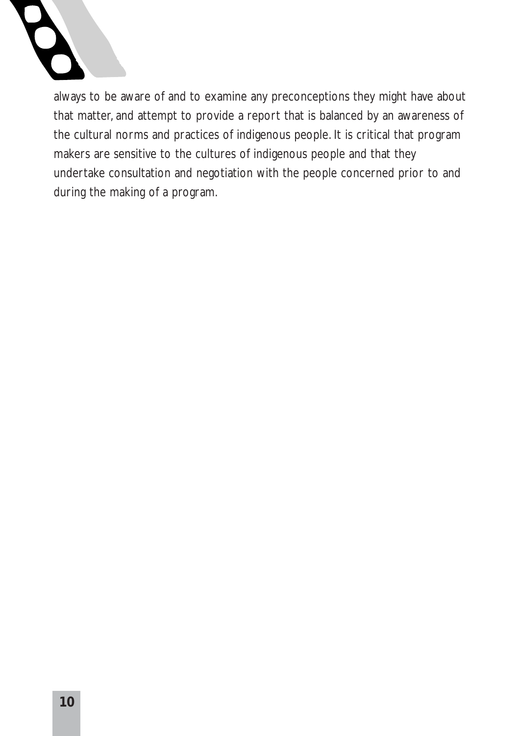always to be aware of and to examine any preconceptions they might have about that matter, and attempt to provide a report that is balanced by an awareness of the cultural norms and practices of indigenous people. It is critical that program makers are sensitive to the cultures of indigenous people and that they undertake consultation and negotiation with the people concerned prior to and during the making of a program.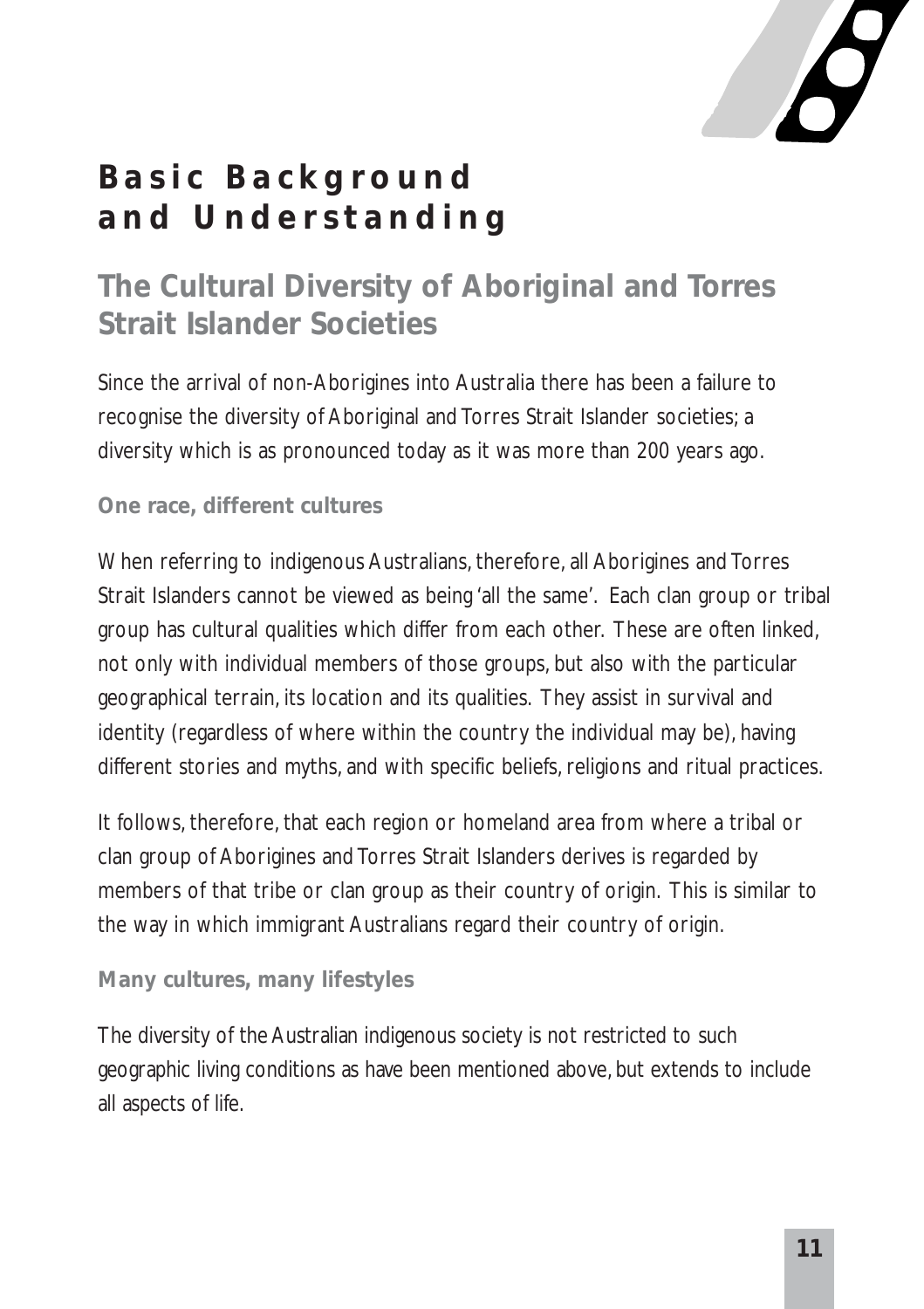# Basic Background and Understanding

## The Cultural Diversity of Aboriginal and Torres Strait Islander Societies

Since the arrival of non-Aborigines into Australia there has been a failure to recognise the diversity of Aboriginal and Torres Strait Islander societies; a diversity which is as pronounced today as it was more than 200 years ago.

### One race, different cultures

When referring to indigenous Australians, therefore, all Aborigines and Torres Strait Islanders cannot be viewed as being 'all the same'. Each clan group or tribal group has cultural qualities which differ from each other. These are often linked, not only with individual members of those groups, but also with the particular geographical terrain, its location and its qualities. They assist in survival and identity (regardless of where within the country the individual may be), having different stories and myths, and with specific beliefs, religions and ritual practices.

It follows, therefore, that each region or homeland area from where a tribal or clan group of Aborigines and Torres Strait Islanders derives is regarded by members of that tribe or clan group as their country of origin. This is similar to the way in which immigrant Australians regard their country of origin.

### Many cultures, many lifestyles

The diversity of the Australian indigenous society is not restricted to such geographic living conditions as have been mentioned above, but extends to include all aspects of life.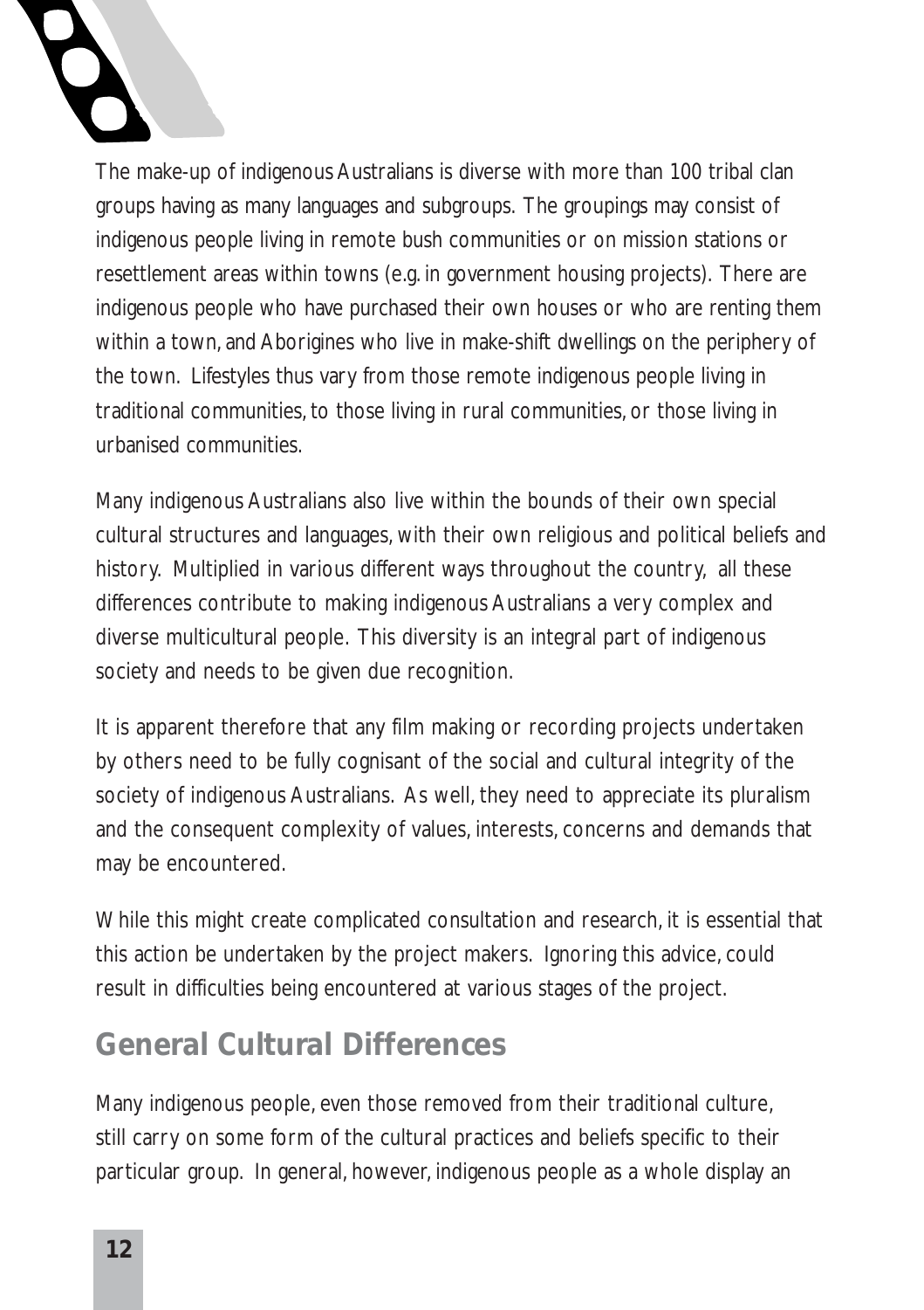The make-up of indigenous Australians is diverse with more than 100 tribal clan groups having as many languages and subgroups. The groupings may consist of indigenous people living in remote bush communities or on mission stations or resettlement areas within towns (e.g. in government housing projects). There are indigenous people who have purchased their own houses or who are renting them within a town, and Aborigines who live in make-shift dwellings on the periphery of the town. Lifestyles thus vary from those remote indigenous people living in traditional communities, to those living in rural communities, or those living in urbanised communities.

Many indigenous Australians also live within the bounds of their own special cultural structures and languages, with their own religious and political beliefs and history. Multiplied in various different ways throughout the country, all these differences contribute to making indigenous Australians a very complex and diverse multicultural people. This diversity is an integral part of indigenous society and needs to be given due recognition.

It is apparent therefore that any film making or recording projects undertaken by others need to be fully cognisant of the social and cultural integrity of the society of indigenous Australians. As well, they need to appreciate its pluralism and the consequent complexity of values, interests, concerns and demands that may be encountered.

While this might create complicated consultation and research, it is essential that this action be undertaken by the project makers. Ignoring this advice, could result in difficulties being encountered at various stages of the project.

## General Cultural Differences

Many indigenous people, even those removed from their traditional culture, still carry on some form of the cultural practices and beliefs specific to their particular group. In general, however, indigenous people as a whole display an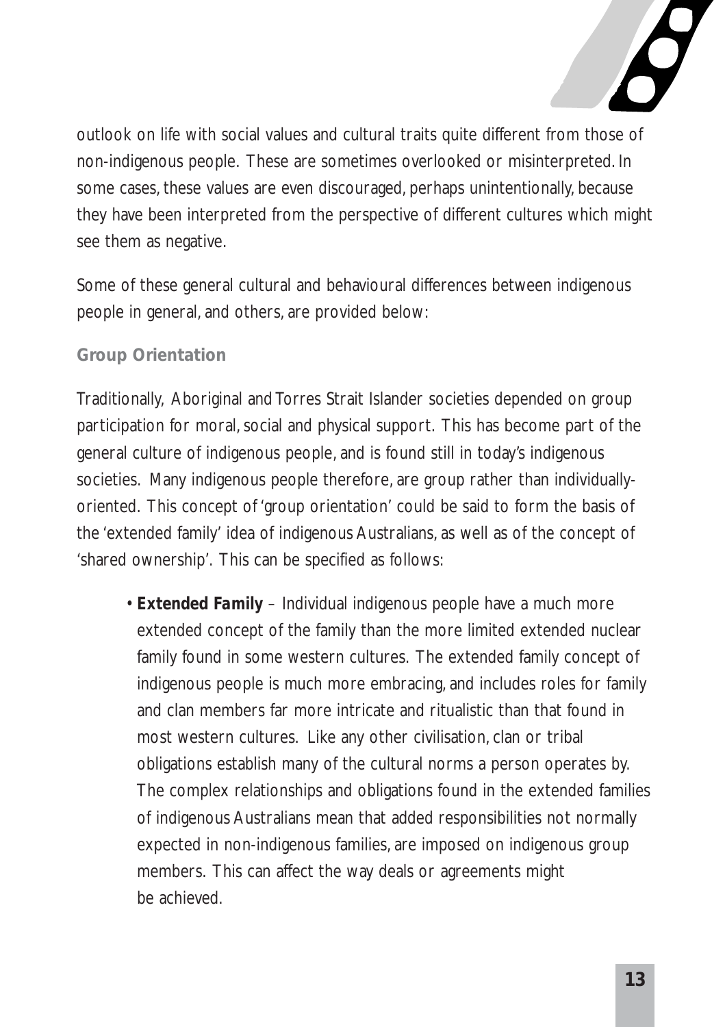outlook on life with social values and cultural traits quite different from those of non-indigenous people. These are sometimes overlooked or misinterpreted. In some cases, these values are even discouraged, perhaps unintentionally, because they have been interpreted from the perspective of different cultures which might see them as negative.

Some of these general cultural and behavioural differences between indigenous people in general, and others, are provided below:

### Group Orientation

Traditionally, Aboriginal and Torres Strait Islander societies depended on group participation for moral, social and physical support. This has become part of the general culture of indigenous people, and is found still in today's indigenous societies. Many indigenous people therefore, are group rather than individually-oriented. This concept of 'group orientation' could be said to form the basis of the 'extended family' idea of indigenous Australians, as well as of the concept of 'shared ownership'. This can be specified as follows:

- ***Extended Family*** – Individual indigenous people have a much more extended concept of the family than the more limited extended nuclear family found in some western cultures. The extended family concept of indigenous people is much more embracing, and includes roles for family and clan members far more intricate and ritualistic than that found in most western cultures. Like any other civilisation, clan or tribal obligations establish many of the cultural norms a person operates by. The complex relationships and obligations found in the extended families of indigenous Australians mean that added responsibilities not normally expected in non-indigenous families, are imposed on indigenous group members. This can affect the way deals or agreements might be achieved.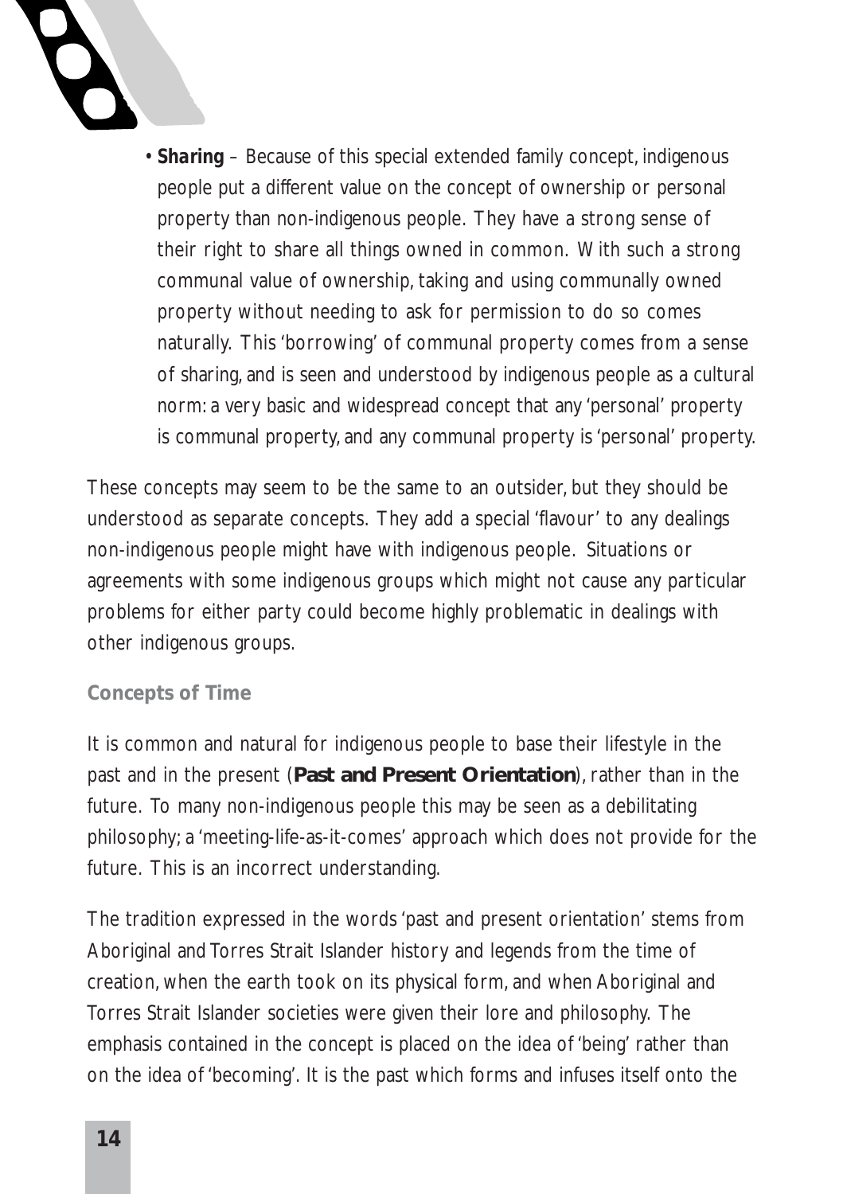- ***Sharing*** – Because of this special extended family concept, indigenous people put a different value on the concept of ownership or personal property than non-indigenous people. They have a strong sense of their right to share all things owned in common. With such a strong communal value of ownership, taking and using communally owned property without needing to ask for permission to do so comes naturally. This 'borrowing' of communal property comes from a sense of sharing, and is seen and understood by indigenous people as a cultural norm: a very basic and widespread concept that any 'personal' property is communal property, and any communal property is 'personal' property.

These concepts may seem to be the same to an outsider, but they should be understood as separate concepts. They add a special 'flavour' to any dealings non-indigenous people might have with indigenous people. Situations or agreements with some indigenous groups which might not cause any particular problems for either party could become highly problematic in dealings with other indigenous groups.

### Concepts of Time

It is common and natural for indigenous people to base their lifestyle in the past and in the present (**Past and Present Orientation**), rather than in the future. To many non-indigenous people this may be seen as a debilitating philosophy; a 'meeting-life-as-it-comes' approach which does not provide for the future. This is an incorrect understanding.

The tradition expressed in the words 'past and present orientation' stems from Aboriginal and Torres Strait Islander history and legends from the time of creation, when the earth took on its physical form, and when Aboriginal and Torres Strait Islander societies were given their lore and philosophy. The emphasis contained in the concept is placed on the idea of 'being' rather than on the idea of 'becoming'. It is the past which forms and infuses itself onto the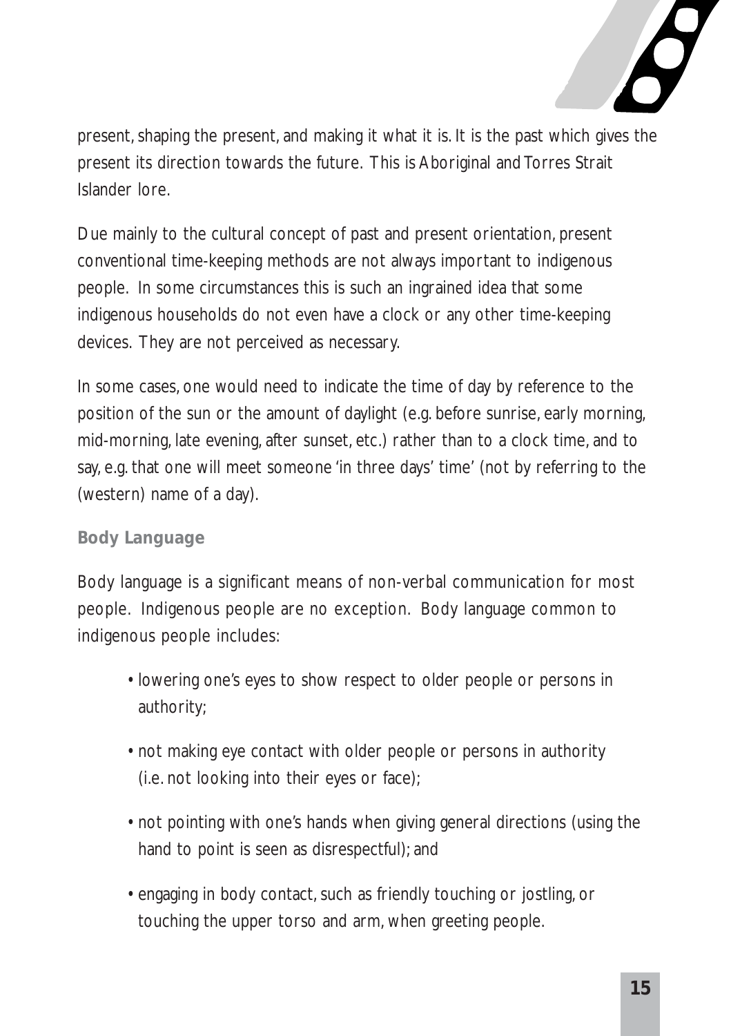present, shaping the present, and making it what it is. It is the past which gives the present its direction towards the future. This is Aboriginal and Torres Strait Islander lore.

Due mainly to the cultural concept of past and present orientation, present conventional time-keeping methods are not always important to indigenous people. In some circumstances this is such an ingrained idea that some indigenous households do not even have a clock or any other time-keeping devices. They are not perceived as necessary.

In some cases, one would need to indicate the time of day by reference to the position of the sun or the amount of daylight (e.g. before sunrise, early morning, mid-morning, late evening, after sunset, etc.) rather than to a clock time, and to say, e.g. that one will meet someone 'in three days' time' (not by referring to the (western) name of a day).

### Body Language

Body language is a significant means of non-verbal communication for most people. Indigenous people are no exception. Body language common to indigenous people includes:

- lowering one's eyes to show respect to older people or persons in authority;
- not making eye contact with older people or persons in authority (i.e. not looking into their eyes or face);
- not pointing with one's hands when giving general directions (using the hand to point is seen as disrespectful); and
- engaging in body contact, such as friendly touching or jostling, or touching the upper torso and arm, when greeting people.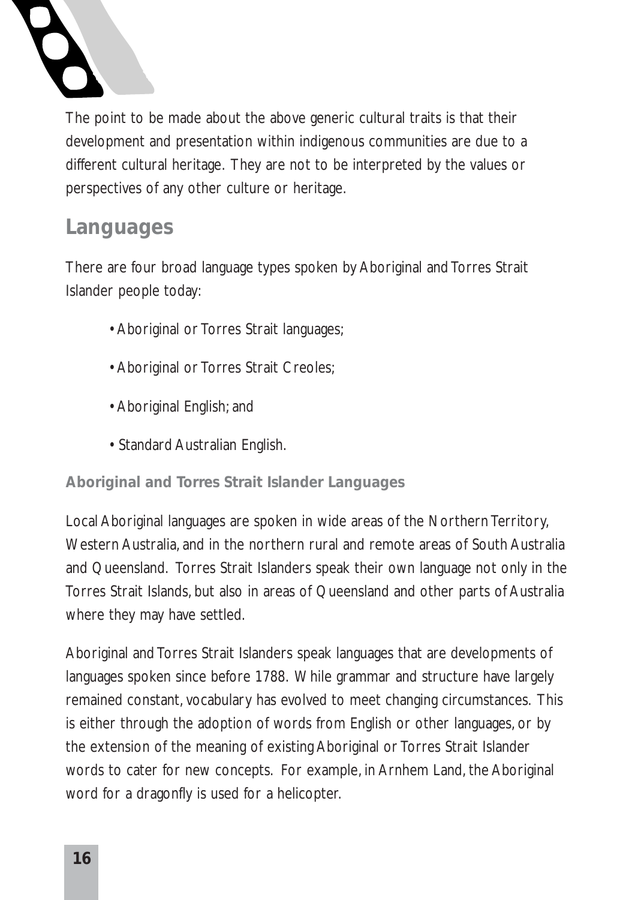The point to be made about the above generic cultural traits is that their development and presentation within indigenous communities are due to a different cultural heritage. They are not to be interpreted by the values or perspectives of any other culture or heritage.

## Languages

There are four broad language types spoken by Aboriginal and Torres Strait Islander people today:

- Aboriginal or Torres Strait languages;
- Aboriginal or Torres Strait Creoles;
- Aboriginal English; and
- Standard Australian English.

### Aboriginal and Torres Strait Islander Languages

Local Aboriginal languages are spoken in wide areas of the Northern Territory, Western Australia, and in the northern rural and remote areas of South Australia and Queensland. Torres Strait Islanders speak their own language not only in the Torres Strait Islands, but also in areas of Queensland and other parts of Australia where they may have settled.

Aboriginal and Torres Strait Islanders speak languages that are developments of languages spoken since before 1788. While grammar and structure have largely remained constant, vocabulary has evolved to meet changing circumstances. This is either through the adoption of words from English or other languages, or by the extension of the meaning of existing Aboriginal or Torres Strait Islander words to cater for new concepts. For example, in Arnhem Land, the Aboriginal word for a dragonfly is used for a helicopter.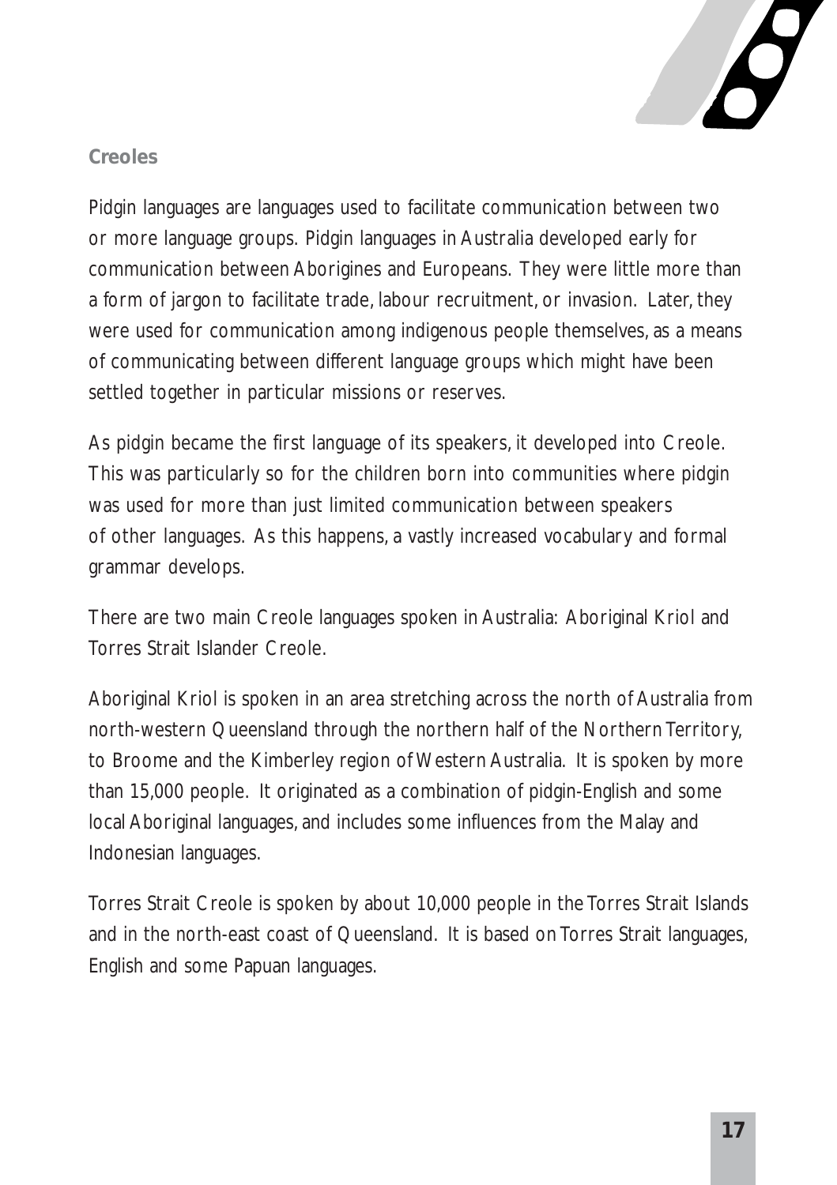## Creoles

Pidgin languages are languages used to facilitate communication between two or more language groups. Pidgin languages in Australia developed early for communication between Aborigines and Europeans. They were little more than a form of jargon to facilitate trade, labour recruitment, or invasion. Later, they were used for communication among indigenous people themselves, as a means of communicating between different language groups which might have been settled together in particular missions or reserves.

As pidgin became the first language of its speakers, it developed into Creole. This was particularly so for the children born into communities where pidgin was used for more than just limited communication between speakers of other languages. As this happens, a vastly increased vocabulary and formal grammar develops.

There are two main Creole languages spoken in Australia: Aboriginal Kriol and Torres Strait Islander Creole.

Aboriginal Kriol is spoken in an area stretching across the north of Australia from north-western Queensland through the northern half of the Northern Territory, to Broome and the Kimberley region of Western Australia. It is spoken by more than 15,000 people. It originated as a combination of pidgin-English and some local Aboriginal languages, and includes some influences from the Malay and Indonesian languages.

Torres Strait Creole is spoken by about 10,000 people in the Torres Strait Islands and in the north-east coast of Queensland. It is based on Torres Strait languages, English and some Papuan languages.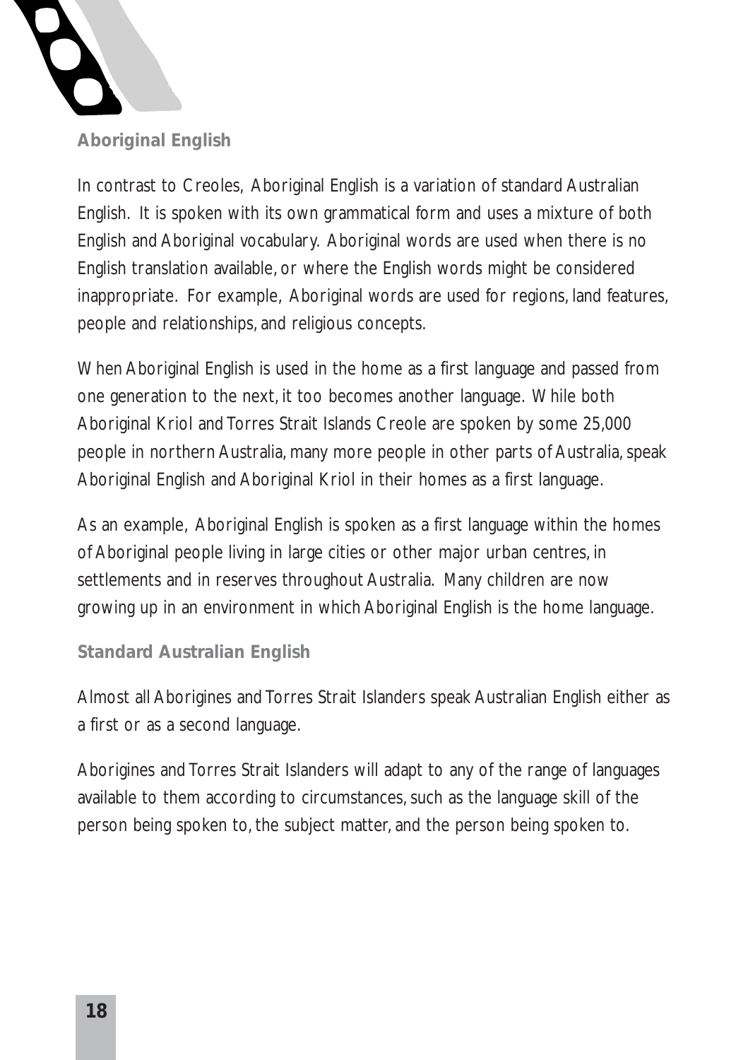## Aboriginal English

In contrast to Creoles, Aboriginal English is a variation of standard Australian English. It is spoken with its own grammatical form and uses a mixture of both English and Aboriginal vocabulary. Aboriginal words are used when there is no English translation available, or where the English words might be considered inappropriate. For example, Aboriginal words are used for regions, land features, people and relationships, and religious concepts.

When Aboriginal English is used in the home as a first language and passed from one generation to the next, it too becomes another language. While both Aboriginal Kriol and Torres Strait Islands Creole are spoken by some 25,000 people in northern Australia, many more people in other parts of Australia, speak Aboriginal English and Aboriginal Kriol in their homes as a first language.

As an example, Aboriginal English is spoken as a first language within the homes of Aboriginal people living in large cities or other major urban centres, in settlements and in reserves throughout Australia. Many children are now growing up in an environment in which Aboriginal English is the home language.

## Standard Australian English

Almost all Aborigines and Torres Strait Islanders speak Australian English either as a first or as a second language.

Aborigines and Torres Strait Islanders will adapt to any of the range of languages available to them according to circumstances, such as the language skill of the person being spoken to, the subject matter, and the person being spoken to.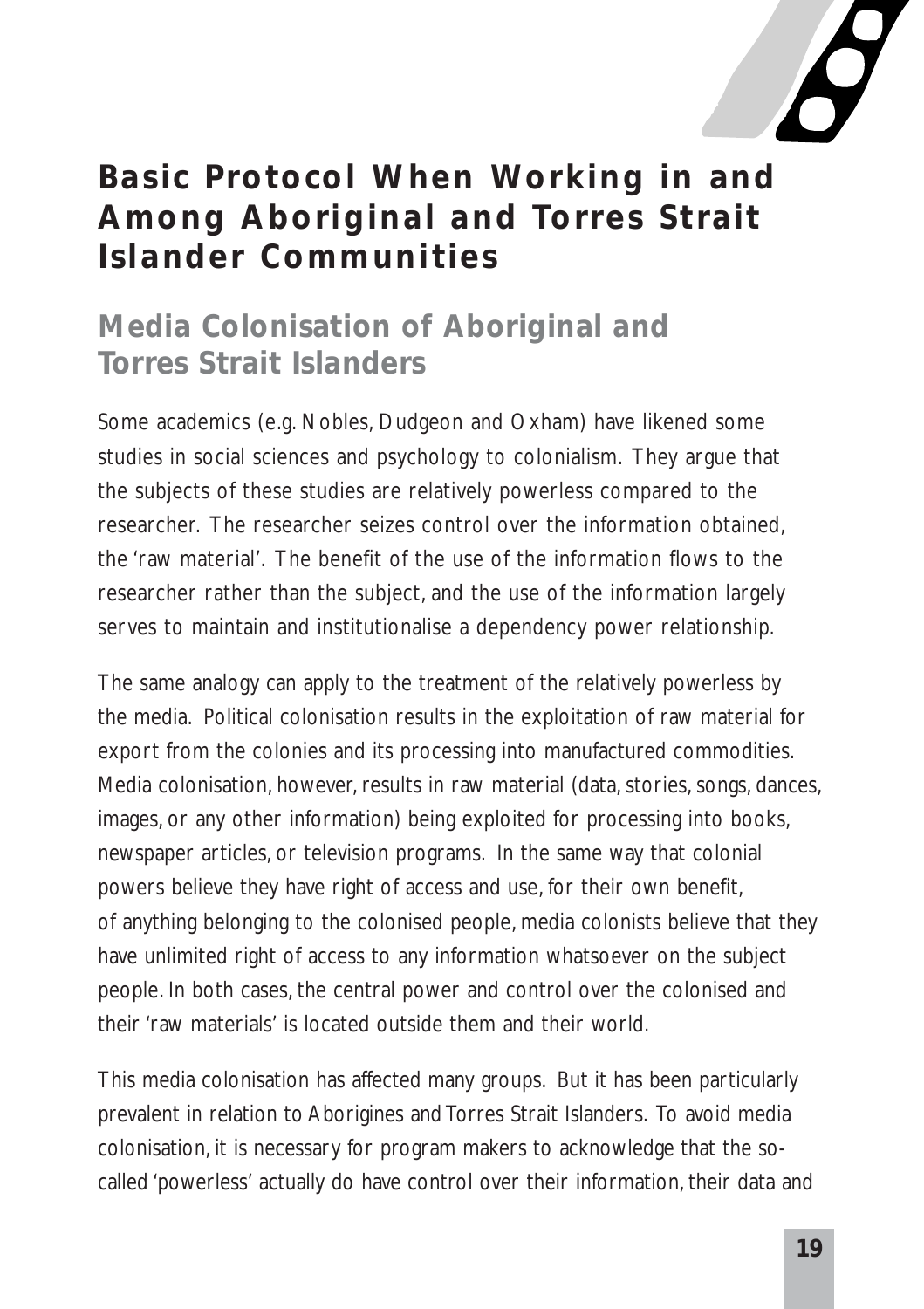# Basic Protocol When Working in and Among Aboriginal and Torres Strait Islander Communities

## Media Colonisation of Aboriginal and Torres Strait Islanders

Some academics (e.g. Nobles, Dudgeon and Oxham) have likened some studies in social sciences and psychology to colonialism. They argue that the subjects of these studies are relatively powerless compared to the researcher. The researcher seizes control over the information obtained, the 'raw material'. The benefit of the use of the information flows to the researcher rather than the subject, and the use of the information largely serves to maintain and institutionalise a dependency power relationship.

The same analogy can apply to the treatment of the relatively powerless by the media. Political colonisation results in the exploitation of raw material for export from the colonies and its processing into manufactured commodities. Media colonisation, however, results in raw material (data, stories, songs, dances, images, or any other information) being exploited for processing into books, newspaper articles, or television programs. In the same way that colonial powers believe they have right of access and use, for their own benefit, of anything belonging to the colonised people, media colonists believe that they have unlimited right of access to any information whatsoever on the subject people. In both cases, the central power and control over the colonised and their 'raw materials' is located outside them and their world.

This media colonisation has affected many groups. But it has been particularly prevalent in relation to Aborigines and Torres Strait Islanders. To avoid media colonisation, it is necessary for program makers to acknowledge that the so-called 'powerless' actually do have control over their information, their data and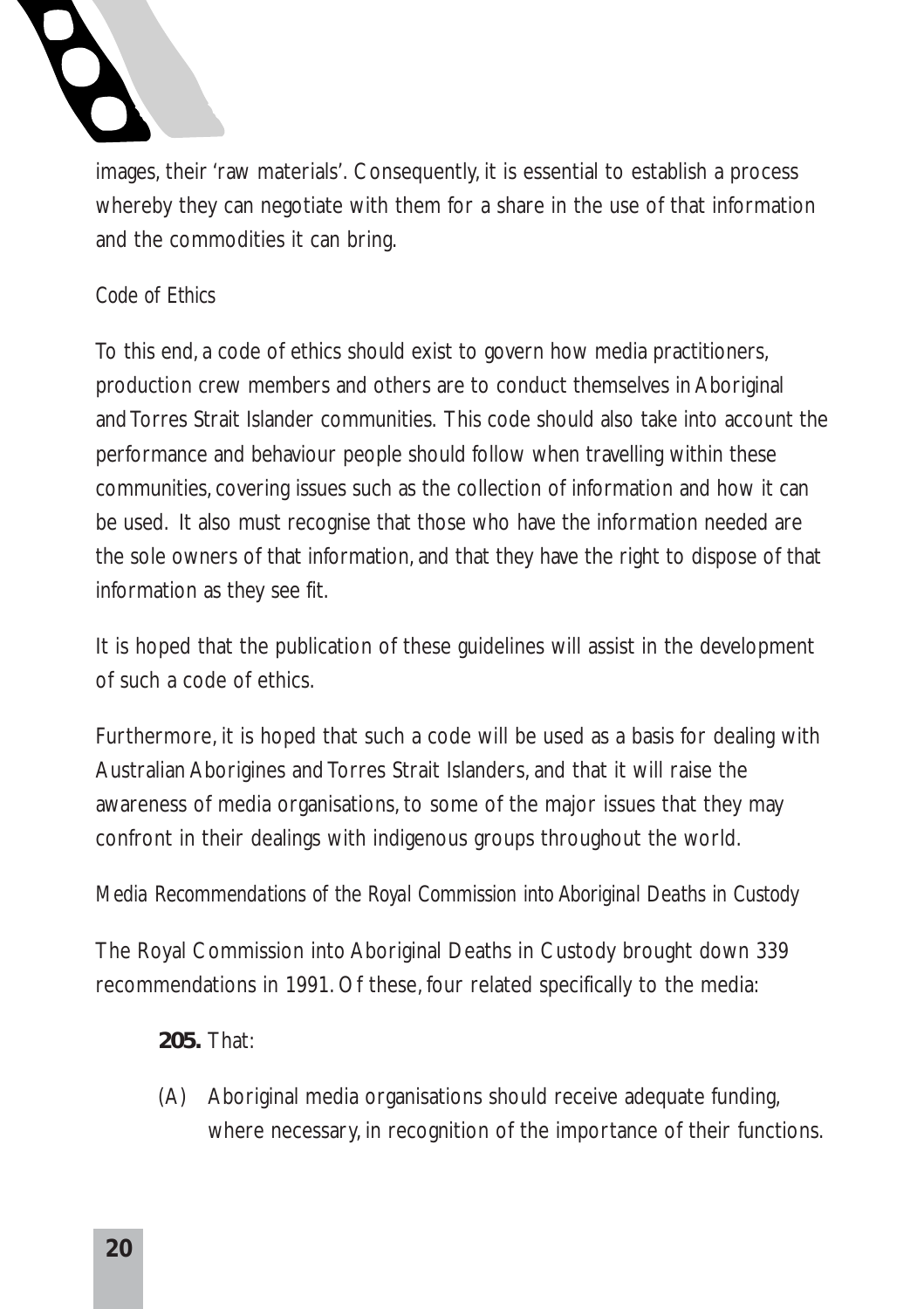images, their 'raw materials'. Consequently, it is essential to establish a process whereby they can negotiate with them for a share in the use of that information and the commodities it can bring.

*Code of Ethics*

To this end, a code of ethics should exist to govern how media practitioners, production crew members and others are to conduct themselves in Aboriginal and Torres Strait Islander communities. This code should also take into account the performance and behaviour people should follow when travelling within these communities, covering issues such as the collection of information and how it can be used. It also must recognise that those who have the information needed are the sole owners of that information, and that they have the right to dispose of that information as they see fit.

It is hoped that the publication of these guidelines will assist in the development of such a code of ethics.

Furthermore, it is hoped that such a code will be used as a basis for dealing with Australian Aborigines and Torres Strait Islanders, and that it will raise the awareness of media organisations, to some of the major issues that they may confront in their dealings with indigenous groups throughout the world.

*Media Recommendations of the Royal Commission into Aboriginal Deaths in Custody*

The Royal Commission into Aboriginal Deaths in Custody brought down 339 recommendations in 1991. Of these, four related specifically to the media:

**205.** That:

(A) Aboriginal media organisations should receive adequate funding, where necessary, in recognition of the importance of their functions.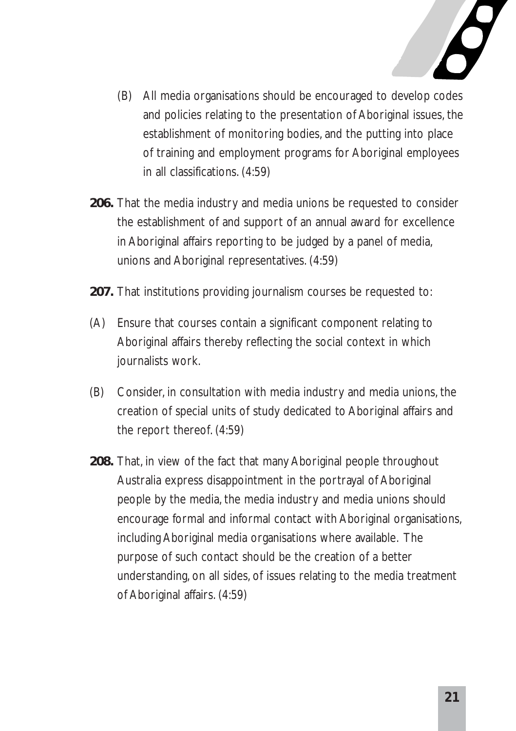(B) All media organisations should be encouraged to develop codes and policies relating to the presentation of Aboriginal issues, the establishment of monitoring bodies, and the putting into place of training and employment programs for Aboriginal employees in all classifications. (4:59)

**206.** That the media industry and media unions be requested to consider the establishment of and support of an annual award for excellence in Aboriginal affairs reporting to be judged by a panel of media, unions and Aboriginal representatives. (4:59)

**207.** That institutions providing journalism courses be requested to:

(A) Ensure that courses contain a significant component relating to Aboriginal affairs thereby reflecting the social context in which journalists work.

(B) Consider, in consultation with media industry and media unions, the creation of special units of study dedicated to Aboriginal affairs and the report thereof. (4:59)

**208.** That, in view of the fact that many Aboriginal people throughout Australia express disappointment in the portrayal of Aboriginal people by the media, the media industry and media unions should encourage formal and informal contact with Aboriginal organisations, including Aboriginal media organisations where available. The purpose of such contact should be the creation of a better understanding, on all sides, of issues relating to the media treatment of Aboriginal affairs. (4:59)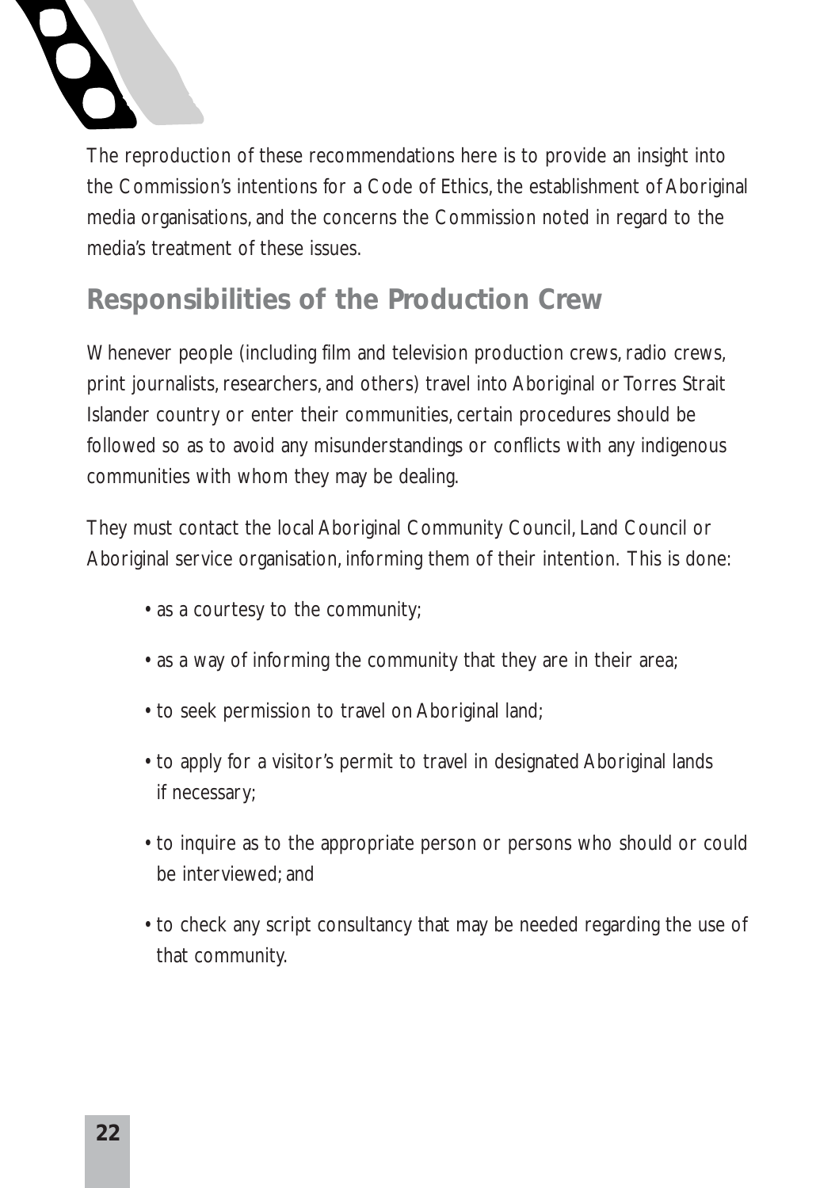The reproduction of these recommendations here is to provide an insight into the Commission's intentions for a Code of Ethics, the establishment of Aboriginal media organisations, and the concerns the Commission noted in regard to the media's treatment of these issues.

## Responsibilities of the Production Crew

Whenever people (including film and television production crews, radio crews, print journalists, researchers, and others) travel into Aboriginal or Torres Strait Islander country or enter their communities, certain procedures should be followed so as to avoid any misunderstandings or conflicts with any indigenous communities with whom they may be dealing.

They must contact the local Aboriginal Community Council, Land Council or Aboriginal service organisation, informing them of their intention. This is done:

- as a courtesy to the community;
- as a way of informing the community that they are in their area;
- to seek permission to travel on Aboriginal land;
- to apply for a visitor's permit to travel in designated Aboriginal lands if necessary;
- to inquire as to the appropriate person or persons who should or could be interviewed; and
- to check any script consultancy that may be needed regarding the use of that community.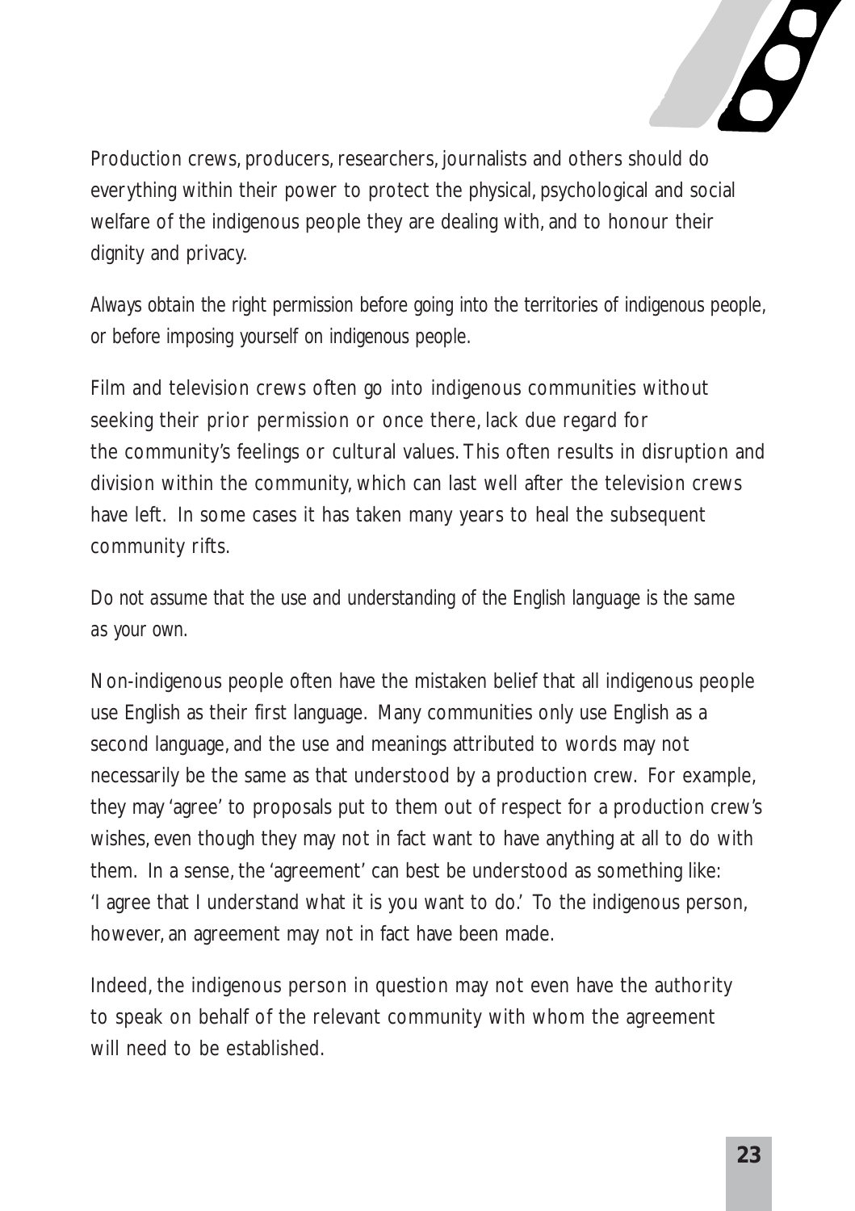Production crews, producers, researchers, journalists and others should do everything within their power to protect the physical, psychological and social welfare of the indigenous people they are dealing with, and to honour their dignity and privacy.

*Always obtain the right permission before going into the territories of indigenous people, or before imposing yourself on indigenous people.*

Film and television crews often go into indigenous communities without seeking their prior permission or once there, lack due regard for the community's feelings or cultural values. This often results in disruption and division within the community, which can last well after the television crews have left. In some cases it has taken many years to heal the subsequent community rifts.

*Do not assume that the use and understanding of the English language is the same as your own.*

Non-indigenous people often have the mistaken belief that all indigenous people use English as their first language. Many communities only use English as a second language, and the use and meanings attributed to words may not necessarily be the same as that understood by a production crew. For example, they may 'agree' to proposals put to them out of respect for a production crew's wishes, even though they may not in fact want to have anything at all to do with them. In a sense, the 'agreement' can best be understood as something like: 'I agree that I understand what it is you want to do.' To the indigenous person, however, an agreement may not in fact have been made.

Indeed, the indigenous person in question may not even have the authority to speak on behalf of the relevant community with whom the agreement will need to be established.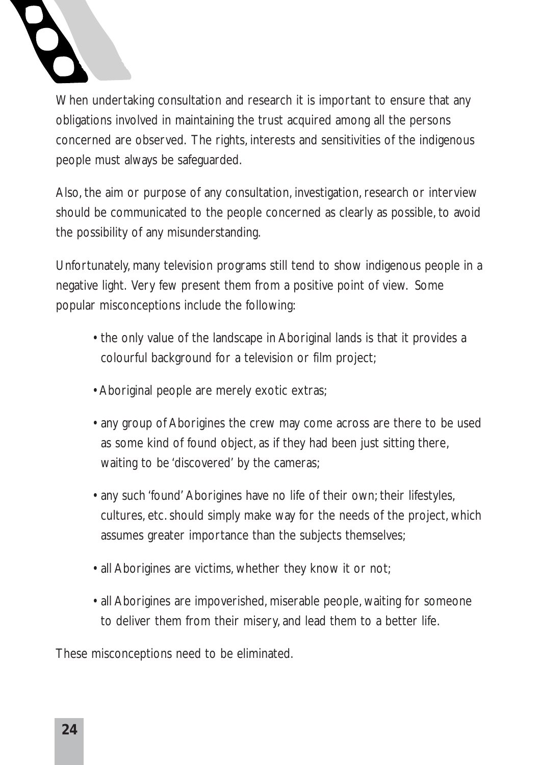When undertaking consultation and research it is important to ensure that any obligations involved in maintaining the trust acquired among all the persons concerned are observed. The rights, interests and sensitivities of the indigenous people must always be safeguarded.

Also, the aim or purpose of any consultation, investigation, research or interview should be communicated to the people concerned as clearly as possible, to avoid the possibility of any misunderstanding.

Unfortunately, many television programs still tend to show indigenous people in a negative light. Very few present them from a positive point of view. Some popular misconceptions include the following:

- the only value of the landscape in Aboriginal lands is that it provides a colourful background for a television or film project;
- Aboriginal people are merely exotic extras;
- any group of Aborigines the crew may come across are there to be used as some kind of found object, as if they had been just sitting there, waiting to be 'discovered' by the cameras;
- any such 'found' Aborigines have no life of their own; their lifestyles, cultures, etc. should simply make way for the needs of the project, which assumes greater importance than the subjects themselves;
- all Aborigines are victims, whether they know it or not;
- all Aborigines are impoverished, miserable people, waiting for someone to deliver them from their misery, and lead them to a better life.

These misconceptions need to be eliminated.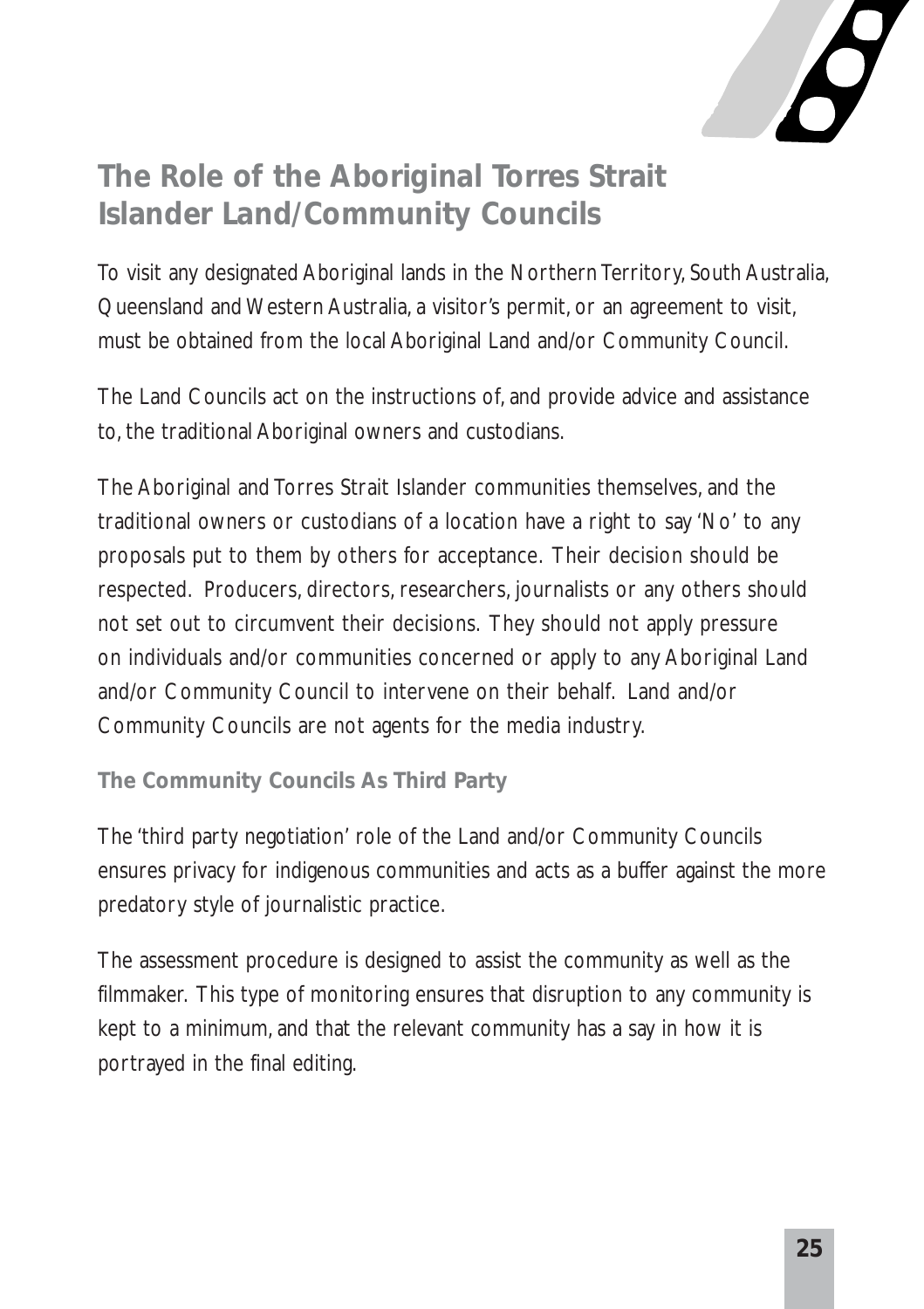## The Role of the Aboriginal Torres Strait Islander Land/Community Councils

To visit any designated Aboriginal lands in the Northern Territory, South Australia, Queensland and Western Australia, a visitor's permit, or an agreement to visit, must be obtained from the local Aboriginal Land and/or Community Council.

The Land Councils act on the instructions of, and provide advice and assistance to, the traditional Aboriginal owners and custodians.

The Aboriginal and Torres Strait Islander communities themselves, and the traditional owners or custodians of a location have a right to say 'No' to any proposals put to them by others for acceptance. Their decision should be respected. Producers, directors, researchers, journalists or any others should not set out to circumvent their decisions. They should not apply pressure on individuals and/or communities concerned or apply to any Aboriginal Land and/or Community Council to intervene on their behalf. Land and/or Community Councils are not agents for the media industry.

### The Community Councils As Third Party

The 'third party negotiation' role of the Land and/or Community Councils ensures privacy for indigenous communities and acts as a buffer against the more predatory style of journalistic practice.

The assessment procedure is designed to assist the community as well as the filmmaker. This type of monitoring ensures that disruption to any community is kept to a minimum, and that the relevant community has a say in how it is portrayed in the final editing.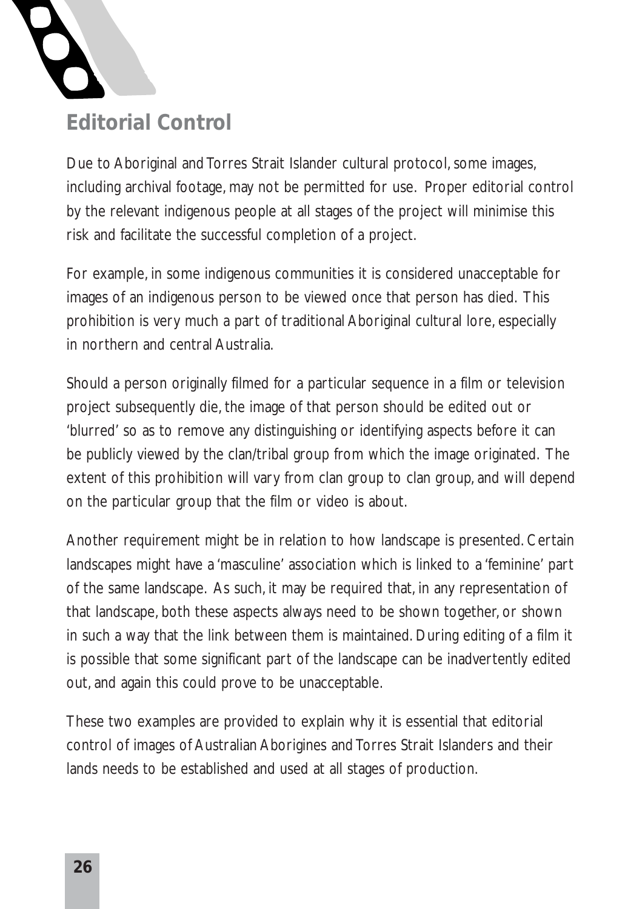## Editorial Control

Due to Aboriginal and Torres Strait Islander cultural protocol, some images, including archival footage, may not be permitted for use. Proper editorial control by the relevant indigenous people at all stages of the project will minimise this risk and facilitate the successful completion of a project.

For example, in some indigenous communities it is considered unacceptable for images of an indigenous person to be viewed once that person has died. This prohibition is very much a part of traditional Aboriginal cultural lore, especially in northern and central Australia.

Should a person originally filmed for a particular sequence in a film or television project subsequently die, the image of that person should be edited out or 'blurred' so as to remove any distinguishing or identifying aspects before it can be publicly viewed by the clan/tribal group from which the image originated. The extent of this prohibition will vary from clan group to clan group, and will depend on the particular group that the film or video is about.

Another requirement might be in relation to how landscape is presented. Certain landscapes might have a 'masculine' association which is linked to a 'feminine' part of the same landscape. As such, it may be required that, in any representation of that landscape, both these aspects always need to be shown together, or shown in such a way that the link between them is maintained. During editing of a film it is possible that some significant part of the landscape can be inadvertently edited out, and again this could prove to be unacceptable.

These two examples are provided to explain why it is essential that editorial control of images of Australian Aborigines and Torres Strait Islanders and their lands needs to be established and used at all stages of production.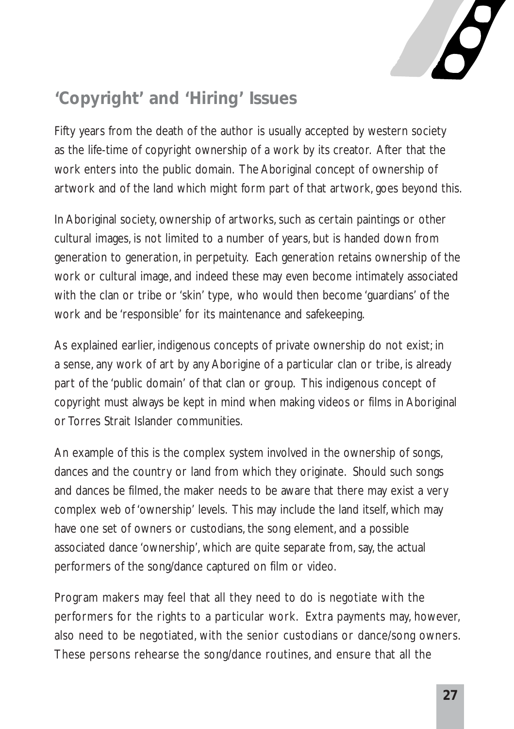## 'Copyright' and 'Hiring' Issues

Fifty years from the death of the author is usually accepted by western society as the life-time of copyright ownership of a work by its creator. After that the work enters into the public domain. The Aboriginal concept of ownership of artwork and of the land which might form part of that artwork, goes beyond this.

In Aboriginal society, ownership of artworks, such as certain paintings or other cultural images, is not limited to a number of years, but is handed down from generation to generation, in perpetuity. Each generation retains ownership of the work or cultural image, and indeed these may even become intimately associated with the clan or tribe or 'skin' type, who would then become 'guardians' of the work and be 'responsible' for its maintenance and safekeeping.

As explained earlier, indigenous concepts of private ownership do not exist; in a sense, any work of art by any Aborigine of a particular clan or tribe, is already part of the 'public domain' of that clan or group. This indigenous concept of copyright must always be kept in mind when making videos or films in Aboriginal or Torres Strait Islander communities.

An example of this is the complex system involved in the ownership of songs, dances and the country or land from which they originate. Should such songs and dances be filmed, the maker needs to be aware that there may exist a very complex web of 'ownership' levels. This may include the land itself, which may have one set of owners or custodians, the song element, and a possible associated dance 'ownership', which are quite separate from, say, the actual performers of the song/dance captured on film or video.

Program makers may feel that all they need to do is negotiate with the performers for the rights to a particular work. Extra payments may, however, also need to be negotiated, with the senior custodians or dance/song owners. These persons rehearse the song/dance routines, and ensure that all the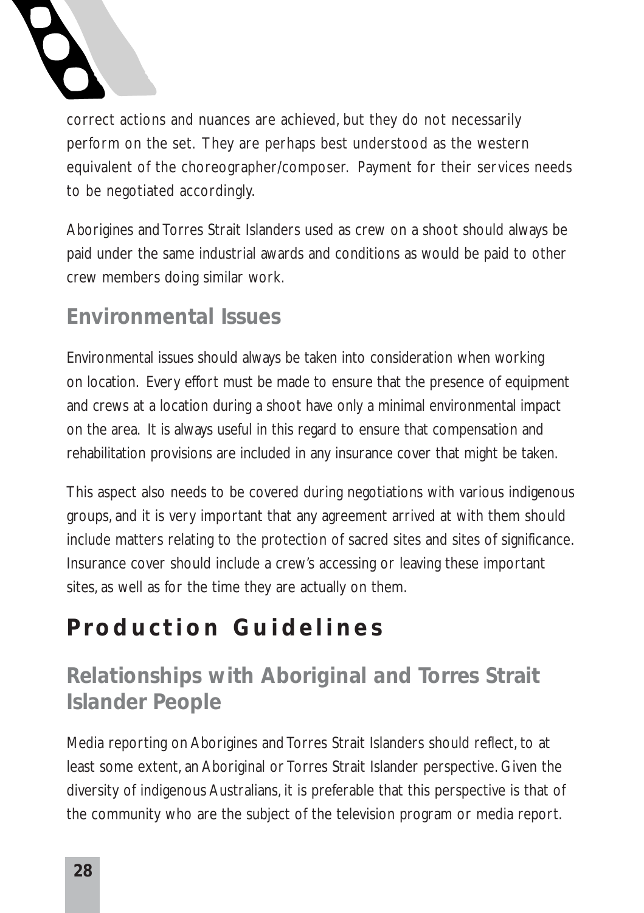correct actions and nuances are achieved, but they do not necessarily perform on the set. They are perhaps best understood as the western equivalent of the choreographer/composer. Payment for their services needs to be negotiated accordingly.

Aborigines and Torres Strait Islanders used as crew on a shoot should always be paid under the same industrial awards and conditions as would be paid to other crew members doing similar work.

## Environmental Issues

Environmental issues should always be taken into consideration when working on location. Every effort must be made to ensure that the presence of equipment and crews at a location during a shoot have only a minimal environmental impact on the area. It is always useful in this regard to ensure that compensation and rehabilitation provisions are included in any insurance cover that might be taken.

This aspect also needs to be covered during negotiations with various indigenous groups, and it is very important that any agreement arrived at with them should include matters relating to the protection of sacred sites and sites of significance. Insurance cover should include a crew's accessing or leaving these important sites, as well as for the time they are actually on them.

# Production Guidelines

## Relationships with Aboriginal and Torres Strait Islander People

Media reporting on Aborigines and Torres Strait Islanders should reflect, to at least some extent, an Aboriginal or Torres Strait Islander perspective. Given the diversity of indigenous Australians, it is preferable that this perspective is that of the community who are the subject of the television program or media report.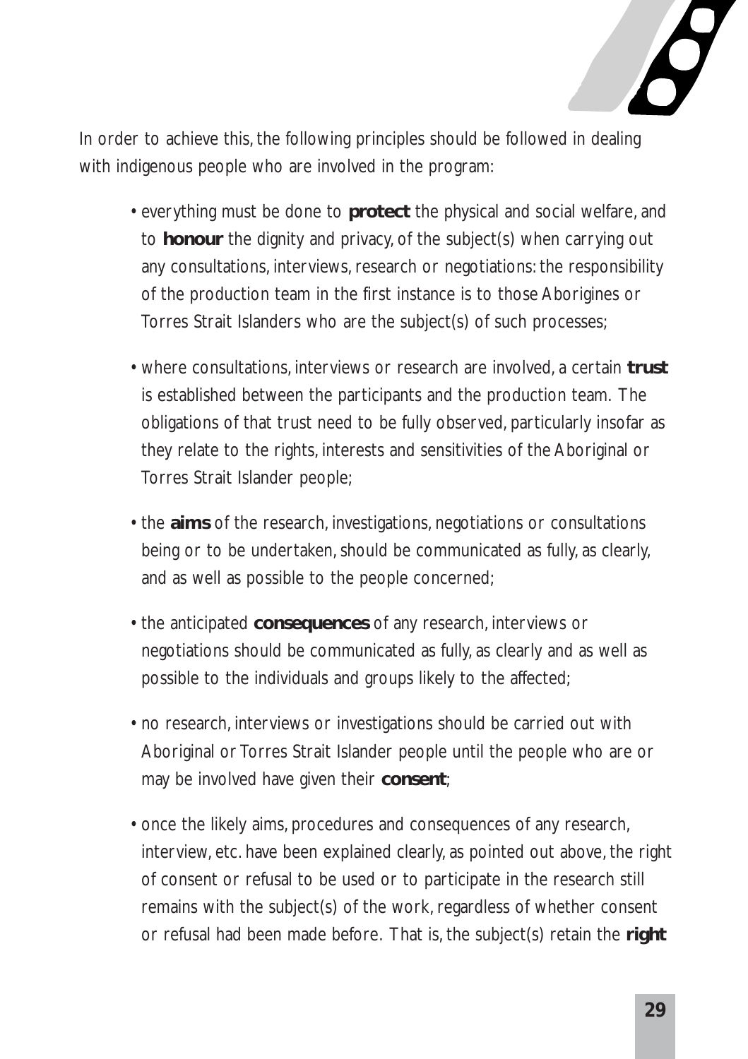In order to achieve this, the following principles should be followed in dealing with indigenous people who are involved in the program:

- everything must be done to **protect** the physical and social welfare, and to **honour** the dignity and privacy, of the subject(s) when carrying out any consultations, interviews, research or negotiations: the responsibility of the production team in the first instance is to those Aborigines or Torres Strait Islanders who are the subject(s) of such processes;

- where consultations, interviews or research are involved, a certain **trust** is established between the participants and the production team. The obligations of that trust need to be fully observed, particularly insofar as they relate to the rights, interests and sensitivities of the Aboriginal or Torres Strait Islander people;

- the **aims** of the research, investigations, negotiations or consultations being or to be undertaken, should be communicated as fully, as clearly, and as well as possible to the people concerned;

- the anticipated **consequences** of any research, interviews or negotiations should be communicated as fully, as clearly and as well as possible to the individuals and groups likely to the affected;

- no research, interviews or investigations should be carried out with Aboriginal or Torres Strait Islander people until the people who are or may be involved have given their **consent**;

- once the likely aims, procedures and consequences of any research, interview, etc. have been explained clearly, as pointed out above, the right of consent or refusal to be used or to participate in the research still remains with the subject(s) of the work, regardless of whether consent or refusal had been made before. That is, the subject(s) retain the **right**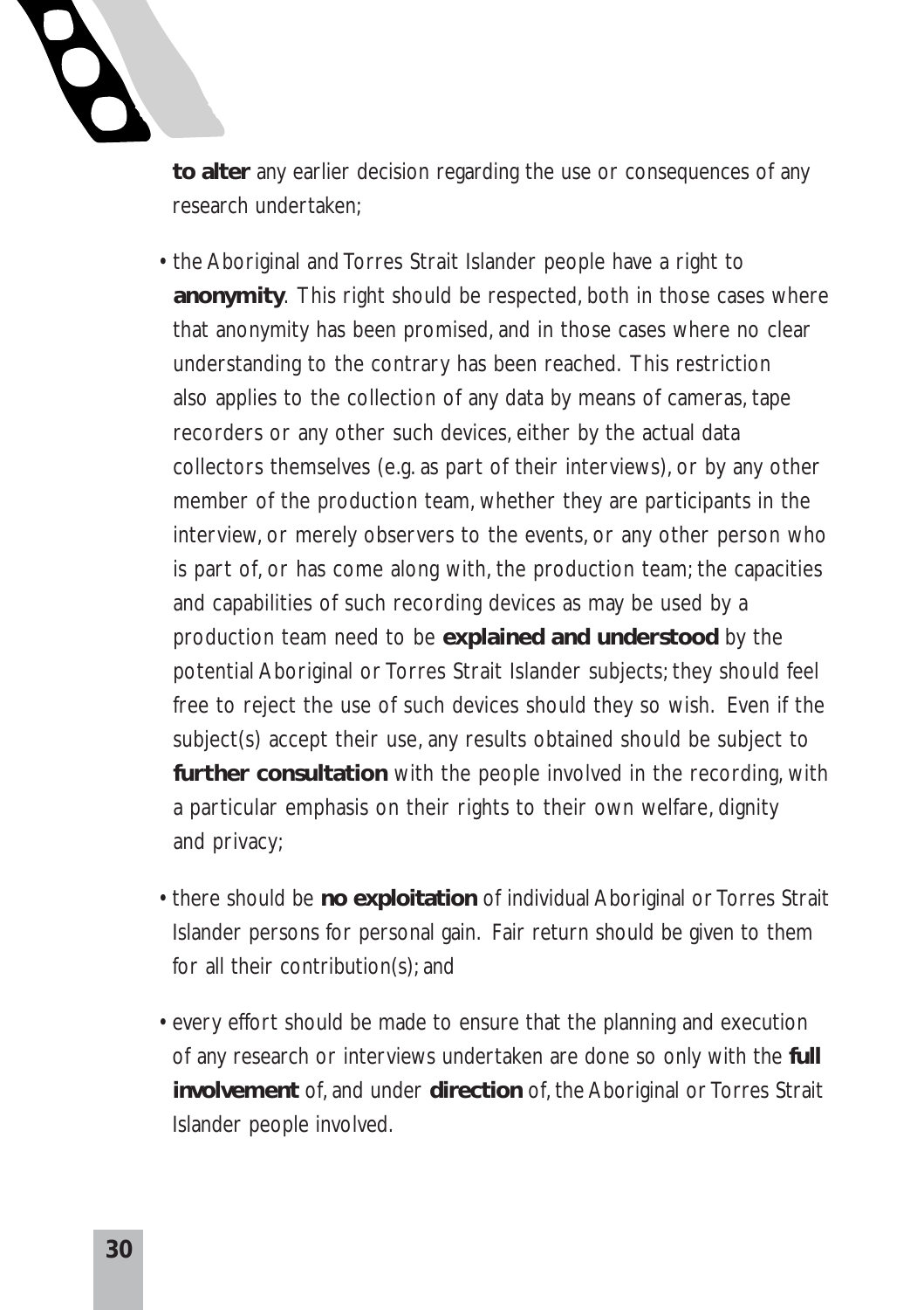**to alter** any earlier decision regarding the use or consequences of any research undertaken;

- the Aboriginal and Torres Strait Islander people have a right to **anonymity**. This right should be respected, both in those cases where that anonymity has been promised, and in those cases where no clear understanding to the contrary has been reached. This restriction also applies to the collection of any data by means of cameras, tape recorders or any other such devices, either by the actual data collectors themselves (e.g. as part of their interviews), or by any other member of the production team, whether they are participants in the interview, or merely observers to the events, or any other person who is part of, or has come along with, the production team; the capacities and capabilities of such recording devices as may be used by a production team need to be **explained and understood** by the potential Aboriginal or Torres Strait Islander subjects; they should feel free to reject the use of such devices should they so wish. Even if the subject(s) accept their use, any results obtained should be subject to **further consultation** with the people involved in the recording, with a particular emphasis on their rights to their own welfare, dignity and privacy;

- there should be **no exploitation** of individual Aboriginal or Torres Strait Islander persons for personal gain. Fair return should be given to them for all their contribution(s); and

- every effort should be made to ensure that the planning and execution of any research or interviews undertaken are done so only with the **full involvement** of, and under **direction** of, the Aboriginal or Torres Strait Islander people involved.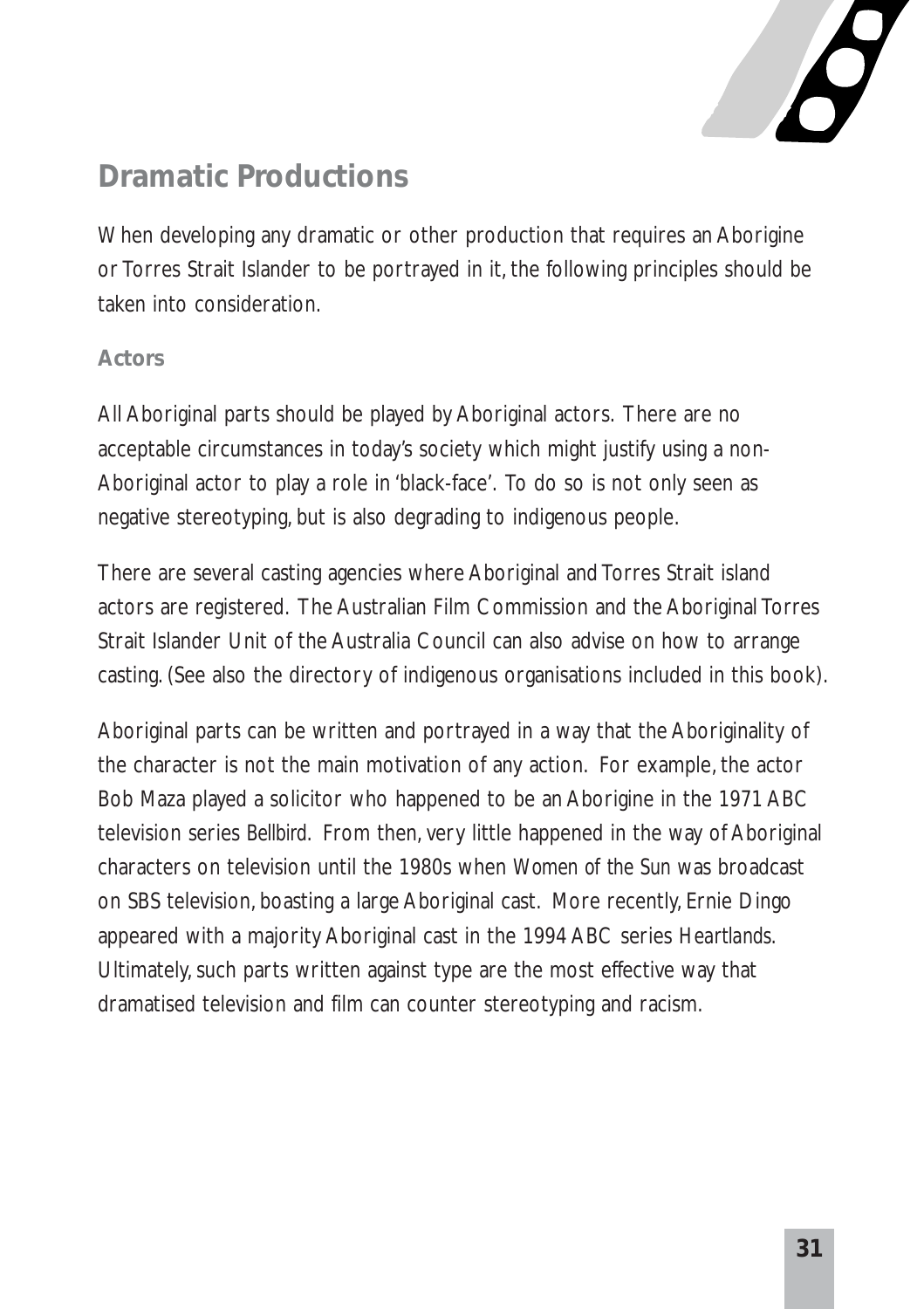## Dramatic Productions

When developing any dramatic or other production that requires an Aborigine or Torres Strait Islander to be portrayed in it, the following principles should be taken into consideration.

### Actors

All Aboriginal parts should be played by Aboriginal actors. There are no acceptable circumstances in today's society which might justify using a non-Aboriginal actor to play a role in 'black-face'. To do so is not only seen as negative stereotyping, but is also degrading to indigenous people.

There are several casting agencies where Aboriginal and Torres Strait island actors are registered. The Australian Film Commission and the Aboriginal Torres Strait Islander Unit of the Australia Council can also advise on how to arrange casting. (See also the directory of indigenous organisations included in this book).

Aboriginal parts can be written and portrayed in a way that the Aboriginality of the character is not the main motivation of any action. For example, the actor Bob Maza played a solicitor who happened to be an Aborigine in the 1971 ABC television series *Bellbird*. From then, very little happened in the way of Aboriginal characters on television until the 1980s when *Women of the Sun* was broadcast on SBS television, boasting a large Aboriginal cast. More recently, Ernie Dingo appeared with a majority Aboriginal cast in the 1994 ABC series *Heartlands*. Ultimately, such parts written against type are the most effective way that dramatised television and film can counter stereotyping and racism.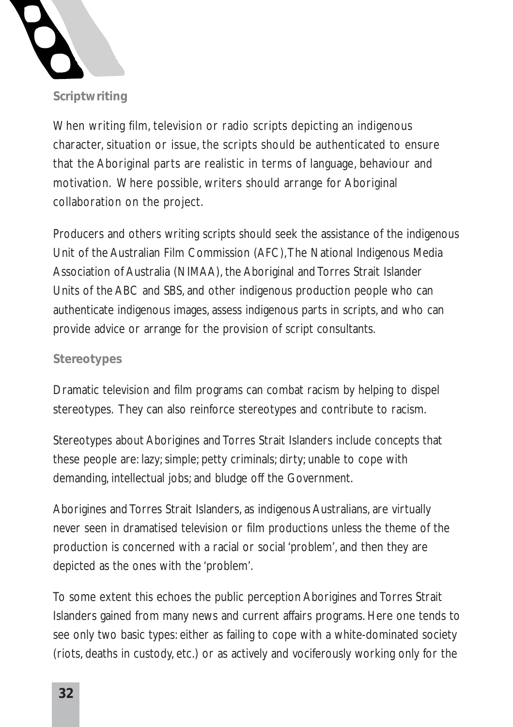### Scriptwriting

When writing film, television or radio scripts depicting an indigenous character, situation or issue, the scripts should be authenticated to ensure that the Aboriginal parts are realistic in terms of language, behaviour and motivation. Where possible, writers should arrange for Aboriginal collaboration on the project.

Producers and others writing scripts should seek the assistance of the indigenous Unit of the Australian Film Commission (AFC), The National Indigenous Media Association of Australia (NIMAA), the Aboriginal and Torres Strait Islander Units of the ABC and SBS, and other indigenous production people who can authenticate indigenous images, assess indigenous parts in scripts, and who can provide advice or arrange for the provision of script consultants.

### Stereotypes

Dramatic television and film programs can combat racism by helping to dispel stereotypes. They can also reinforce stereotypes and contribute to racism.

Stereotypes about Aborigines and Torres Strait Islanders include concepts that these people are: lazy; simple; petty criminals; dirty; unable to cope with demanding, intellectual jobs; and bludge off the Government.

Aborigines and Torres Strait Islanders, as indigenous Australians, are virtually never seen in dramatised television or film productions unless the theme of the production is concerned with a racial or social 'problem', and then they are depicted as the ones with the 'problem'.

To some extent this echoes the public perception Aborigines and Torres Strait Islanders gained from many news and current affairs programs. Here one tends to see only two basic types: either as failing to cope with a white-dominated society (riots, deaths in custody, etc.) or as actively and vociferously working only for the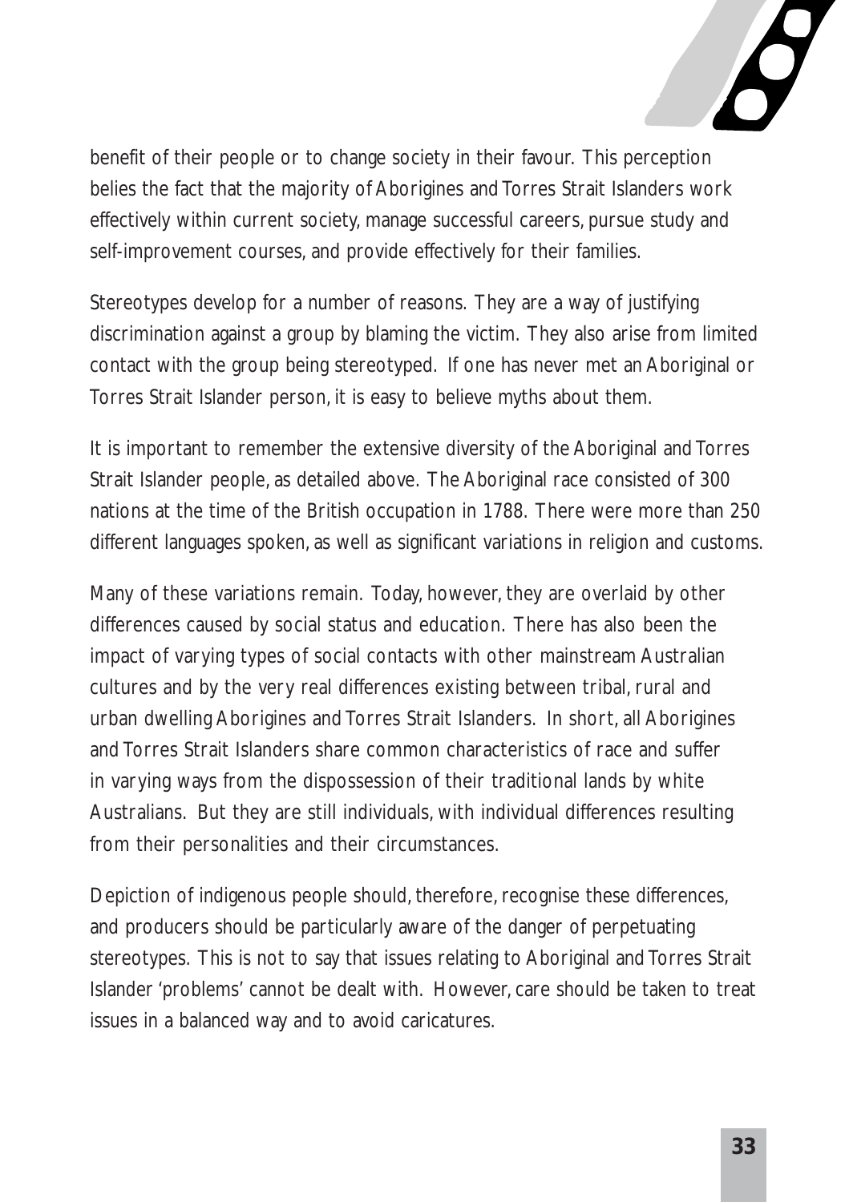benefit of their people or to change society in their favour. This perception belies the fact that the majority of Aborigines and Torres Strait Islanders work effectively within current society, manage successful careers, pursue study and self-improvement courses, and provide effectively for their families.

Stereotypes develop for a number of reasons. They are a way of justifying discrimination against a group by blaming the victim. They also arise from limited contact with the group being stereotyped. If one has never met an Aboriginal or Torres Strait Islander person, it is easy to believe myths about them.

It is important to remember the extensive diversity of the Aboriginal and Torres Strait Islander people, as detailed above. The Aboriginal race consisted of 300 nations at the time of the British occupation in 1788. There were more than 250 different languages spoken, as well as significant variations in religion and customs.

Many of these variations remain. Today, however, they are overlaid by other differences caused by social status and education. There has also been the impact of varying types of social contacts with other mainstream Australian cultures and by the very real differences existing between tribal, rural and urban dwelling Aborigines and Torres Strait Islanders. In short, all Aborigines and Torres Strait Islanders share common characteristics of race and suffer in varying ways from the dispossession of their traditional lands by white Australians. But they are still individuals, with individual differences resulting from their personalities and their circumstances.

Depiction of indigenous people should, therefore, recognise these differences, and producers should be particularly aware of the danger of perpetuating stereotypes. This is not to say that issues relating to Aboriginal and Torres Strait Islander 'problems' cannot be dealt with. However, care should be taken to treat issues in a balanced way and to avoid caricatures.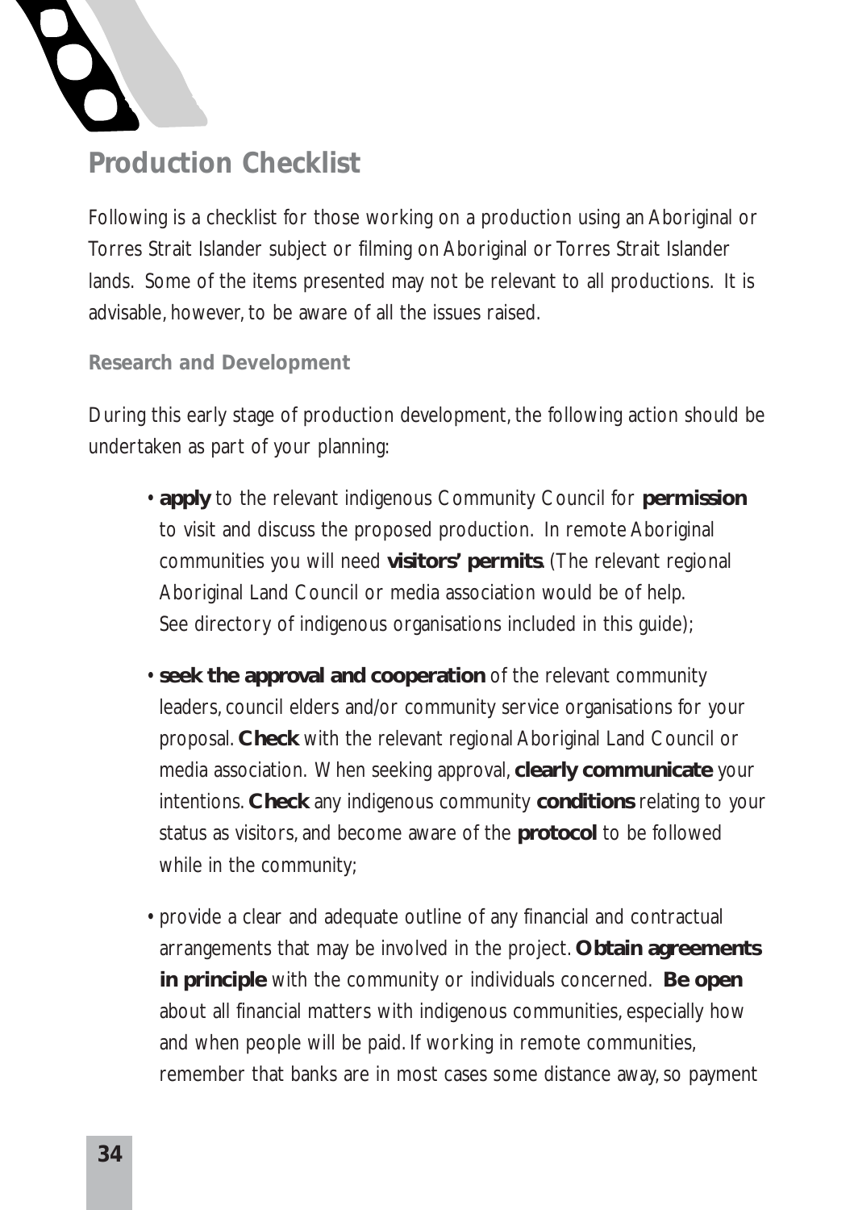## Production Checklist

Following is a checklist for those working on a production using an Aboriginal or Torres Strait Islander subject or filming on Aboriginal or Torres Strait Islander lands. Some of the items presented may not be relevant to all productions. It is advisable, however, to be aware of all the issues raised.

### Research and Development

During this early stage of production development, the following action should be undertaken as part of your planning:

- **apply** to the relevant indigenous Community Council for **permission** to visit and discuss the proposed production. In remote Aboriginal communities you will need **visitors' permits**. (The relevant regional Aboriginal Land Council or media association would be of help. See directory of indigenous organisations included in this guide);
- **seek the approval and cooperation** of the relevant community leaders, council elders and/or community service organisations for your proposal. **Check** with the relevant regional Aboriginal Land Council or media association. When seeking approval, **clearly communicate** your intentions. **Check** any indigenous community **conditions** relating to your status as visitors, and become aware of the **protocol** to be followed while in the community;
- provide a clear and adequate outline of any financial and contractual arrangements that may be involved in the project. **Obtain agreements in principle** with the community or individuals concerned. **Be open** about all financial matters with indigenous communities, especially how and when people will be paid. If working in remote communities, remember that banks are in most cases some distance away, so payment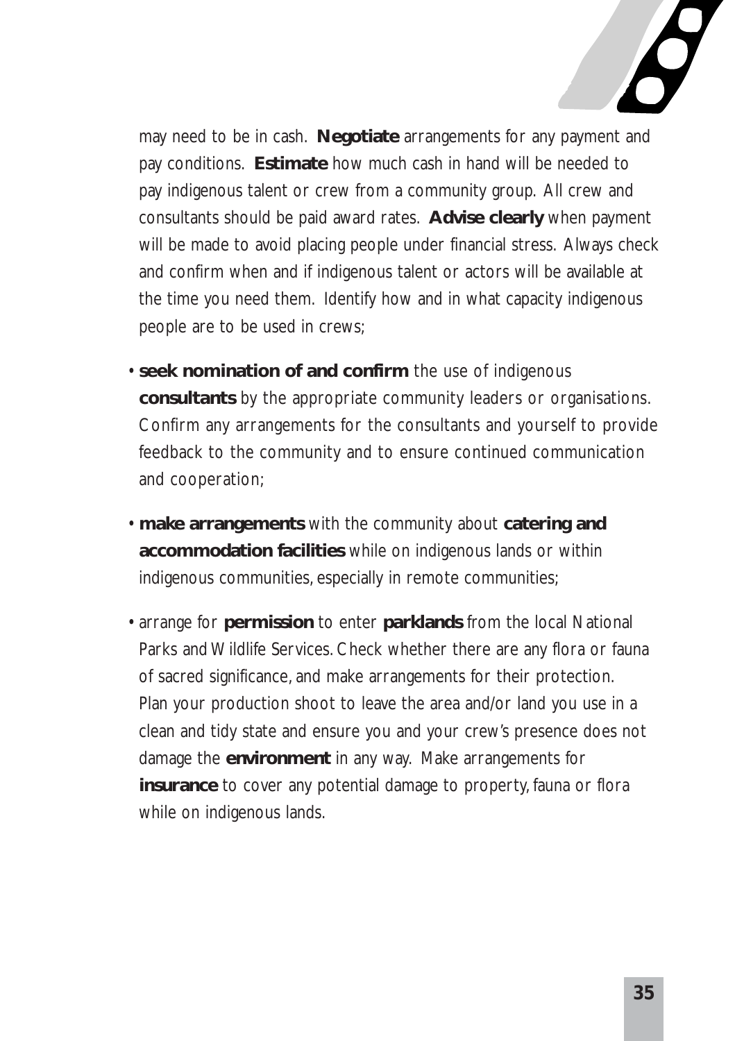may need to be in cash. **Negotiate** arrangements for any payment and pay conditions. **Estimate** how much cash in hand will be needed to pay indigenous talent or crew from a community group. All crew and consultants should be paid award rates. **Advise clearly** when payment will be made to avoid placing people under financial stress. Always check and confirm when and if indigenous talent or actors will be available at the time you need them. Identify how and in what capacity indigenous people are to be used in crews;

- **seek nomination of and confirm** the use of indigenous **consultants** by the appropriate community leaders or organisations. Confirm any arrangements for the consultants and yourself to provide feedback to the community and to ensure continued communication and cooperation;
- **make arrangements** with the community about **catering and accommodation facilities** while on indigenous lands or within indigenous communities, especially in remote communities;
- arrange for **permission** to enter **parklands** from the local National Parks and Wildlife Services. Check whether there are any flora or fauna of sacred significance, and make arrangements for their protection. Plan your production shoot to leave the area and/or land you use in a clean and tidy state and ensure you and your crew's presence does not damage the **environment** in any way. Make arrangements for **insurance** to cover any potential damage to property, fauna or flora while on indigenous lands.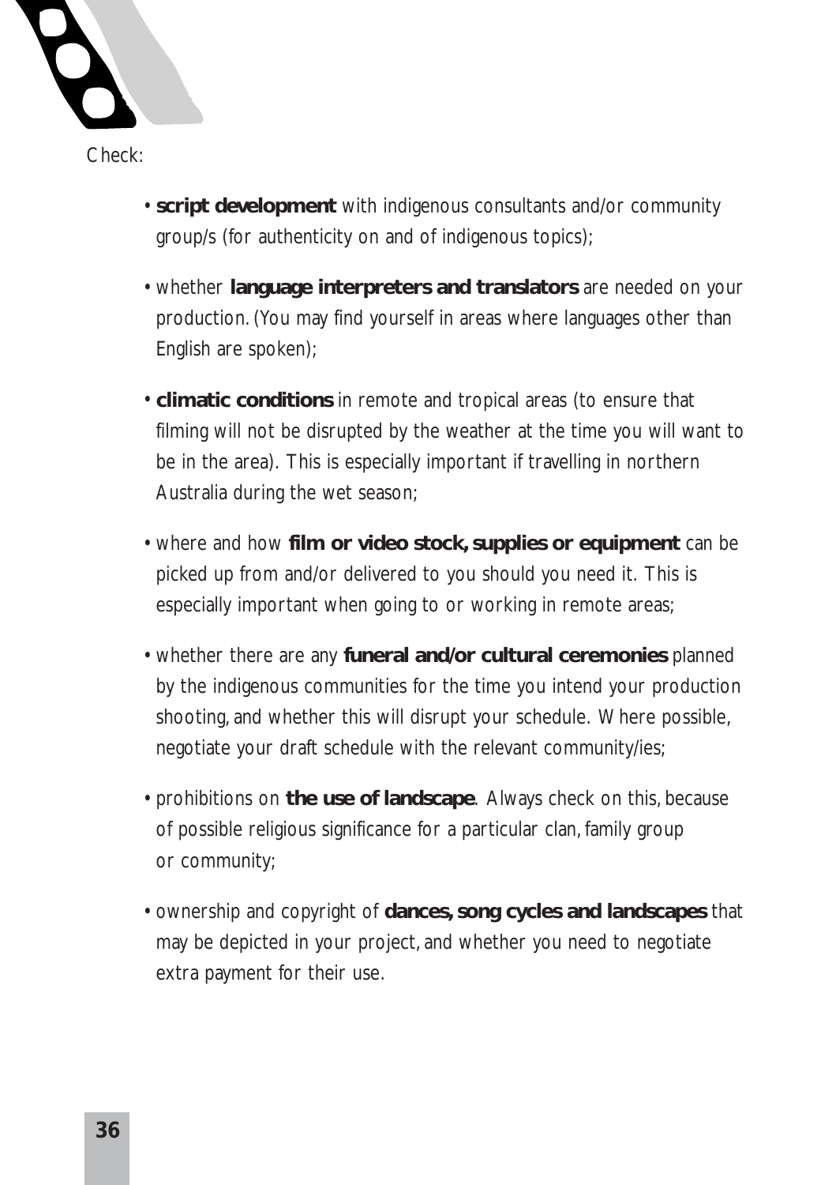Check:

- **script development** with indigenous consultants and/or community group/s (for authenticity on and of indigenous topics);
- whether **language interpreters and translators** are needed on your production. (You may find yourself in areas where languages other than English are spoken);
- **climatic conditions** in remote and tropical areas (to ensure that filming will not be disrupted by the weather at the time you will want to be in the area). This is especially important if travelling in northern Australia during the wet season;
- where and how **film or video stock, supplies or equipment** can be picked up from and/or delivered to you should you need it. This is especially important when going to or working in remote areas;
- whether there are any **funeral and/or cultural ceremonies** planned by the indigenous communities for the time you intend your production shooting, and whether this will disrupt your schedule. Where possible, negotiate your draft schedule with the relevant community/ies;
- prohibitions on **the use of landscape**. Always check on this, because of possible religious significance for a particular clan, family group or community;
- ownership and copyright of **dances, song cycles and landscapes** that may be depicted in your project, and whether you need to negotiate extra payment for their use.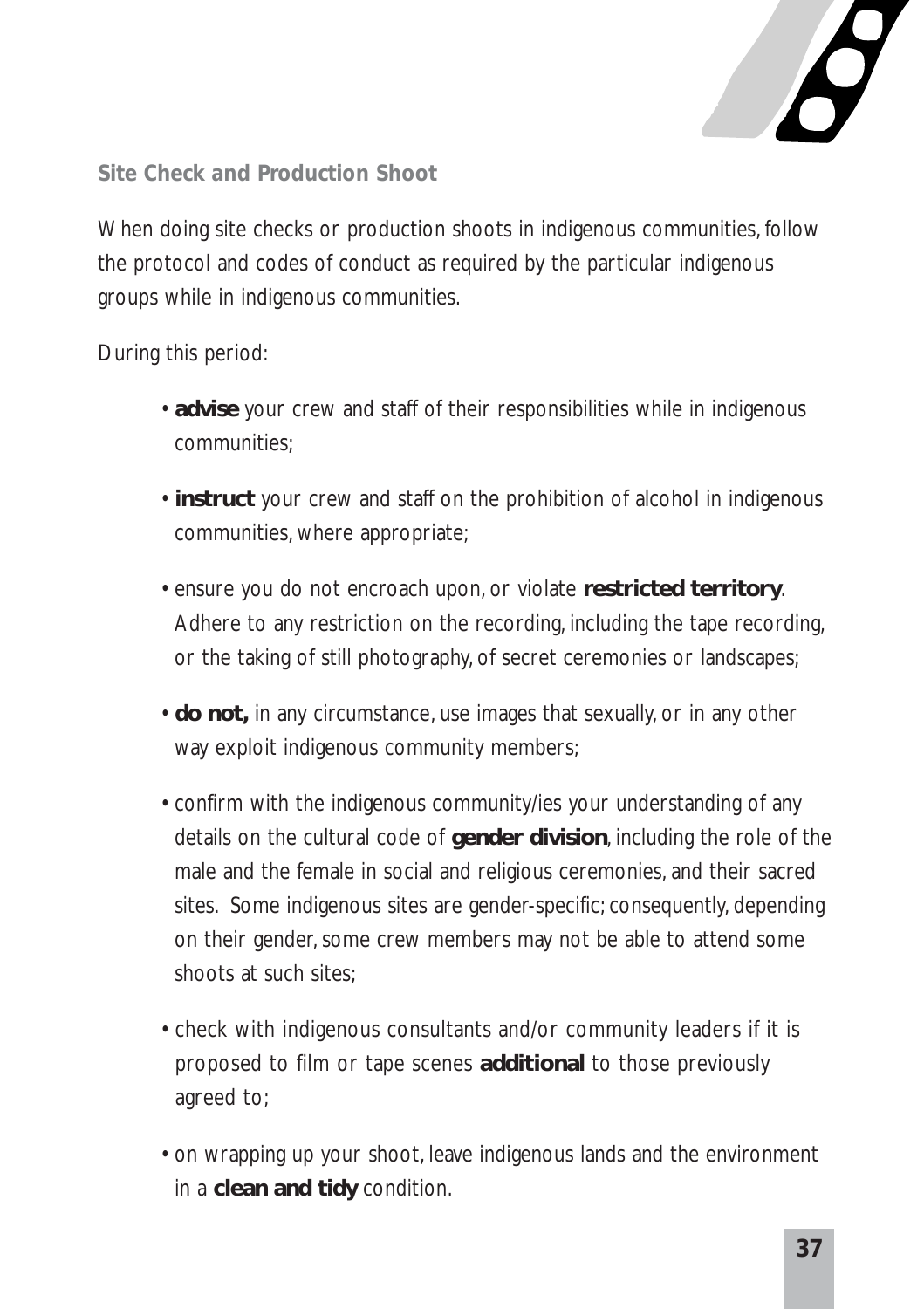### Site Check and Production Shoot

When doing site checks or production shoots in indigenous communities, follow the protocol and codes of conduct as required by the particular indigenous groups while in indigenous communities.

During this period:

- **advise** your crew and staff of their responsibilities while in indigenous communities;
- **instruct** your crew and staff on the prohibition of alcohol in indigenous communities, where appropriate;
- ensure you do not encroach upon, or violate **restricted territory**. Adhere to any restriction on the recording, including the tape recording, or the taking of still photography, of secret ceremonies or landscapes;
- **do not,** in any circumstance, use images that sexually, or in any other way exploit indigenous community members;
- confirm with the indigenous community/ies your understanding of any details on the cultural code of **gender division**, including the role of the male and the female in social and religious ceremonies, and their sacred sites. Some indigenous sites are gender-specific; consequently, depending on their gender, some crew members may not be able to attend some shoots at such sites;
- check with indigenous consultants and/or community leaders if it is proposed to film or tape scenes **additional** to those previously agreed to;
- on wrapping up your shoot, leave indigenous lands and the environment in a **clean and tidy** condition.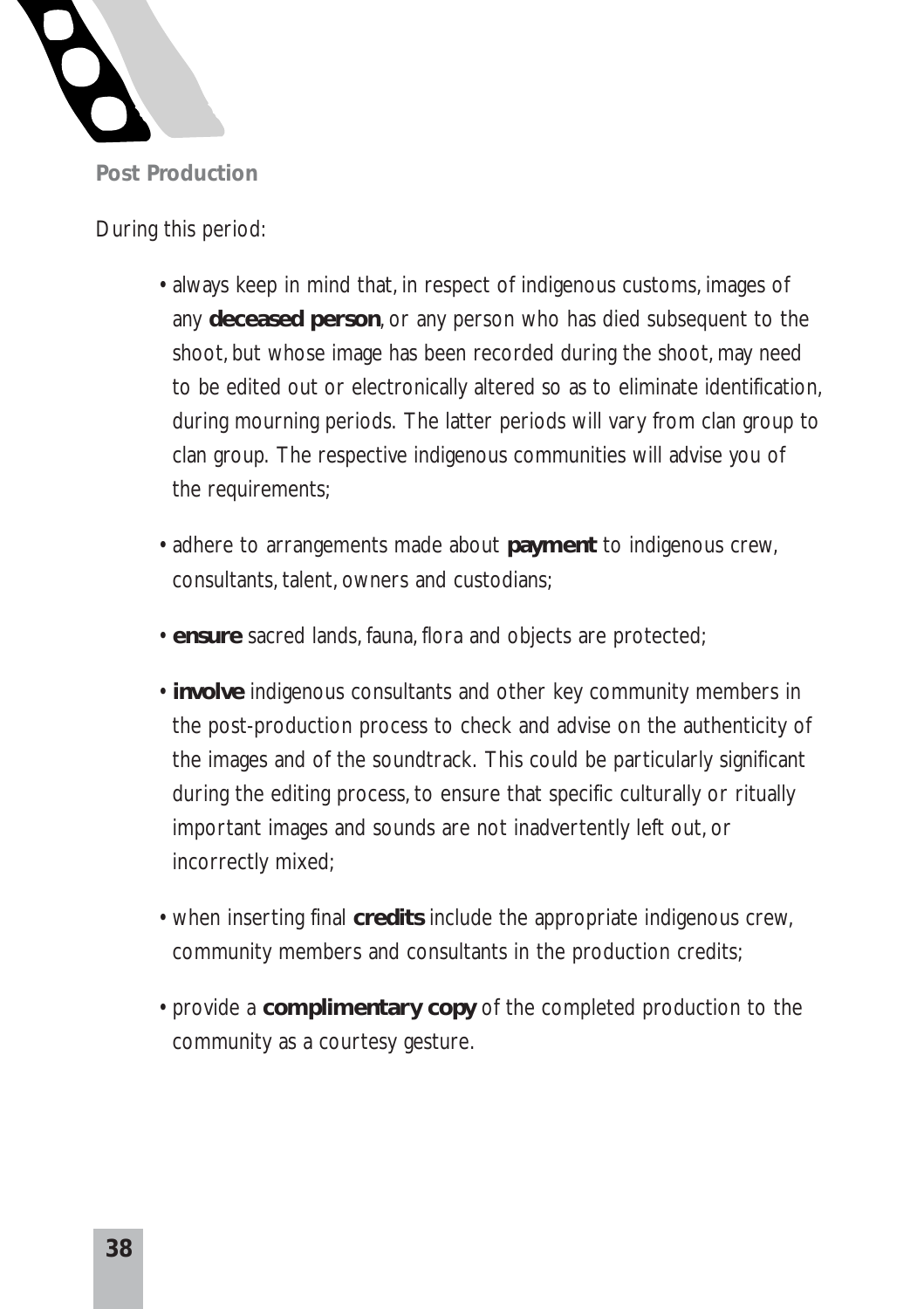## Post Production

During this period:

- always keep in mind that, in respect of indigenous customs, images of any **deceased person**, or any person who has died subsequent to the shoot, but whose image has been recorded during the shoot, may need to be edited out or electronically altered so as to eliminate identification, during mourning periods. The latter periods will vary from clan group to clan group. The respective indigenous communities will advise you of the requirements;
- adhere to arrangements made about **payment** to indigenous crew, consultants, talent, owners and custodians;
- **ensure** sacred lands, fauna, flora and objects are protected;
- **involve** indigenous consultants and other key community members in the post-production process to check and advise on the authenticity of the images and of the soundtrack. This could be particularly significant during the editing process, to ensure that specific culturally or ritually important images and sounds are not inadvertently left out, or incorrectly mixed;
- when inserting final **credits** include the appropriate indigenous crew, community members and consultants in the production credits;
- provide a **complimentary copy** of the completed production to the community as a courtesy gesture.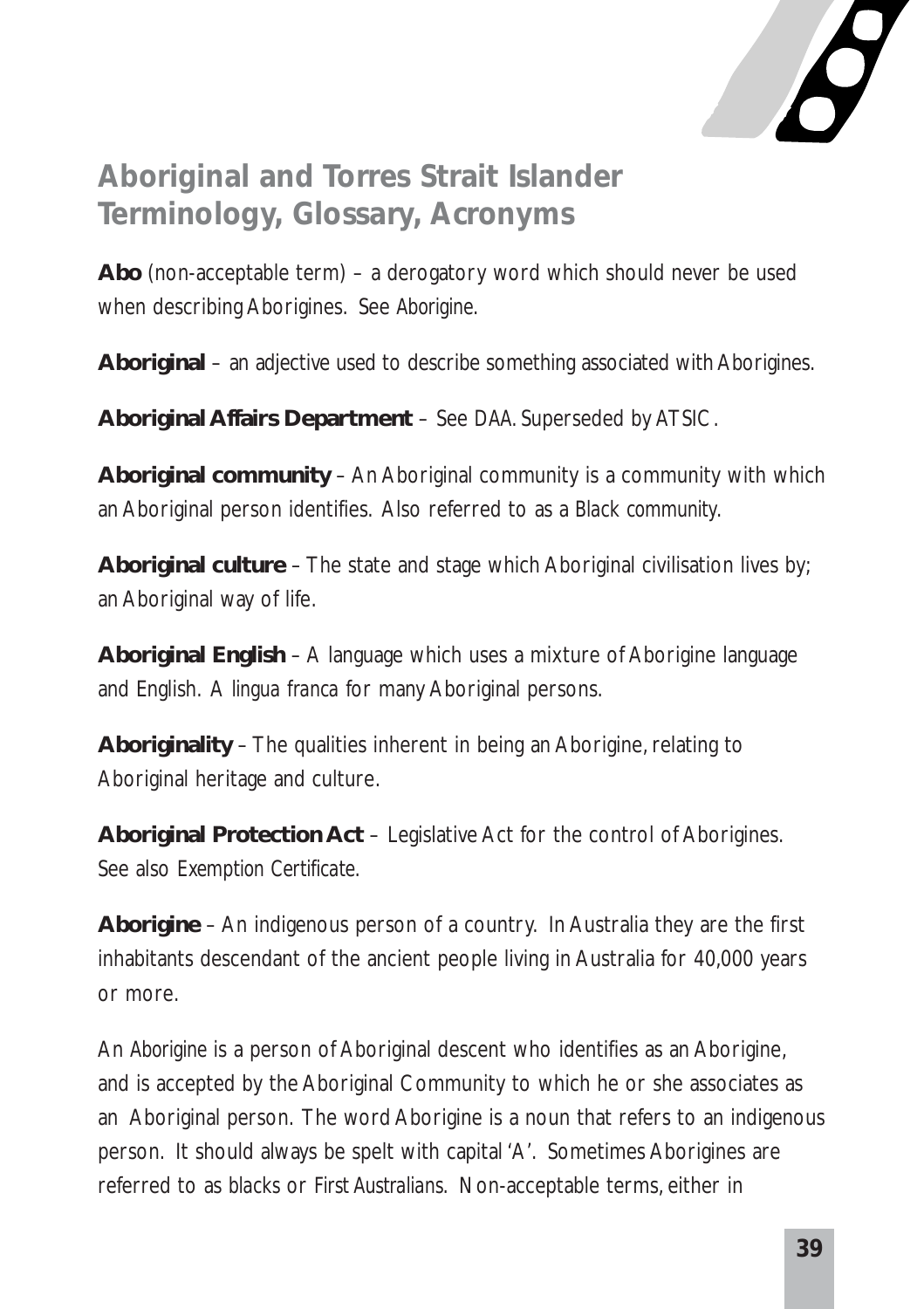## Aboriginal and Torres Strait Islander Terminology, Glossary, Acronyms

**Abo** (non-acceptable term) – a derogatory word which should never be used when describing Aborigines. See Aborigine.

**Aboriginal** – an adjective used to describe something associated with Aborigines.

**Aboriginal Affairs Department** – See DAA. Superseded by ATSIC.

**Aboriginal community** – An Aboriginal community is a community with which an Aboriginal person identifies. Also referred to as a Black community.

**Aboriginal culture** – The state and stage which Aboriginal civilisation lives by; an Aboriginal way of life.

**Aboriginal English** – A language which uses a mixture of Aborigine language and English. A lingua franca for many Aboriginal persons.

**Aboriginality** – The qualities inherent in being an Aborigine, relating to Aboriginal heritage and culture.

**Aboriginal Protection Act** – Legislative Act for the control of Aborigines. See also Exemption Certificate.

**Aborigine** – An indigenous person of a country. In Australia they are the first inhabitants descendant of the ancient people living in Australia for 40,000 years or more.

An Aborigine is a person of Aboriginal descent who identifies as an Aborigine, and is accepted by the Aboriginal Community to which he or she associates as an Aboriginal person. The word Aborigine is a noun that refers to an indigenous person. It should always be spelt with capital 'A'. Sometimes Aborigines are referred to as blacks or First Australians. Non-acceptable terms, either in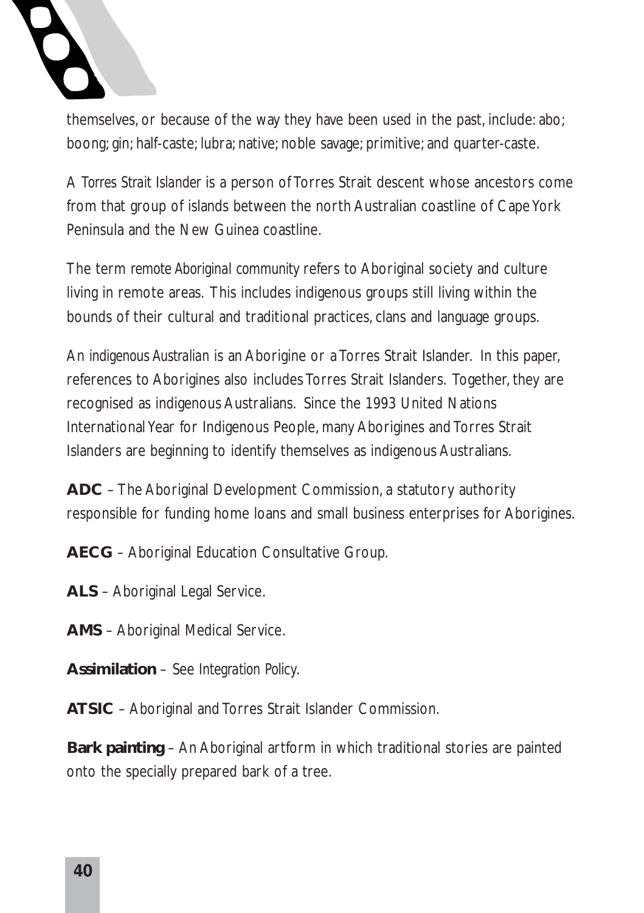themselves, or because of the way they have been used in the past, include: abo; boong; gin; half-caste; lubra; native; noble savage; primitive; and quarter-caste.

A *Torres Strait Islander* is a person of Torres Strait descent whose ancestors come from that group of islands between the north Australian coastline of Cape York Peninsula and the New Guinea coastline.

The term *remote Aboriginal community* refers to Aboriginal society and culture living in remote areas. This includes indigenous groups still living within the bounds of their cultural and traditional practices, clans and language groups.

An *indigenous Australian* is an Aborigine or a Torres Strait Islander. In this paper, references to Aborigines also includes Torres Strait Islanders. Together, they are recognised as indigenous Australians. Since the 1993 United Nations International Year for Indigenous People, many Aborigines and Torres Strait Islanders are beginning to identify themselves as indigenous Australians.

**ADC** – The Aboriginal Development Commission, a statutory authority responsible for funding home loans and small business enterprises for Aborigines.

**AECG** – Aboriginal Education Consultative Group.

**ALS** – Aboriginal Legal Service.

**AMS** – Aboriginal Medical Service.

**Assimilation** – See *Integration Policy*.

**ATSIC** – Aboriginal and Torres Strait Islander Commission.

**Bark painting** – An Aboriginal artform in which traditional stories are painted onto the specially prepared bark of a tree.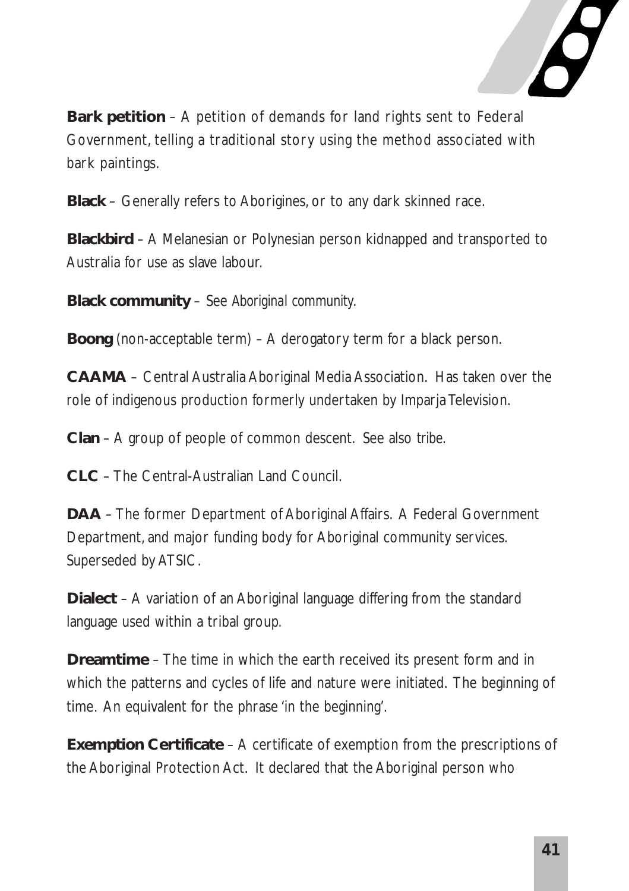**Bark petition** – A petition of demands for land rights sent to Federal Government, telling a traditional story using the method associated with bark paintings.

**Black** – Generally refers to Aborigines, or to any dark skinned race.

**Blackbird** – A Melanesian or Polynesian person kidnapped and transported to Australia for use as slave labour.

**Black community** – See Aboriginal community.

**Boong** (non-acceptable term) – A derogatory term for a black person.

**CAAMA** – Central Australia Aboriginal Media Association. Has taken over the role of indigenous production formerly undertaken by Imparja Television.

**Clan** – A group of people of common descent. See also tribe.

**CLC** – The Central-Australian Land Council.

**DAA** – The former Department of Aboriginal Affairs. A Federal Government Department, and major funding body for Aboriginal community services. Superseded by ATSIC.

**Dialect** – A variation of an Aboriginal language differing from the standard language used within a tribal group.

**Dreamtime** – The time in which the earth received its present form and in which the patterns and cycles of life and nature were initiated. The beginning of time. An equivalent for the phrase 'in the beginning'.

**Exemption Certificate** – A certificate of exemption from the prescriptions of the Aboriginal Protection Act. It declared that the Aboriginal person who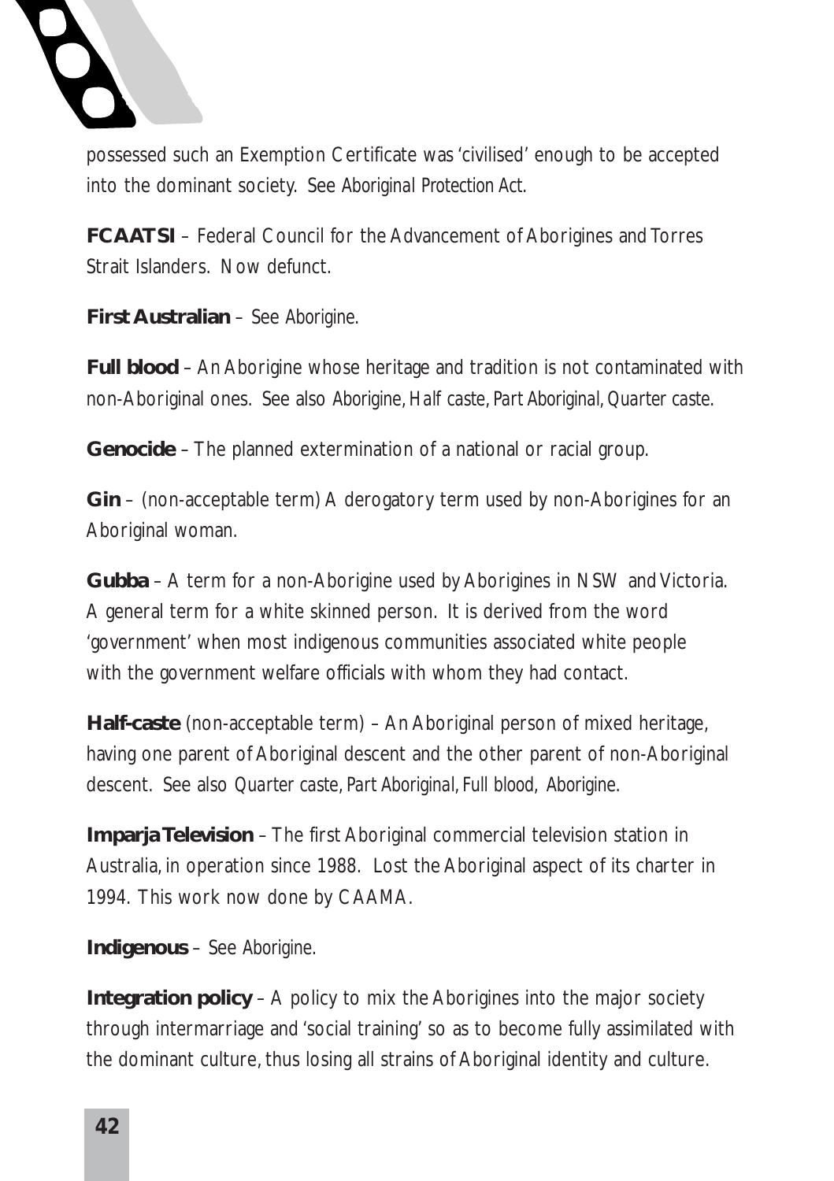possessed such an Exemption Certificate was 'civilised' enough to be accepted into the dominant society. See *Aboriginal Protection Act.*

**FCAATSI** – Federal Council for the Advancement of Aborigines and Torres Strait Islanders. Now defunct.

**First Australian** – See *Aborigine.*

**Full blood** – An Aborigine whose heritage and tradition is not contaminated with non-Aboriginal ones. See also *Aborigine, Half caste, Part Aboriginal, Quarter caste.*

**Genocide** – The planned extermination of a national or racial group.

**Gin** – (non-acceptable term) A derogatory term used by non-Aborigines for an Aboriginal woman.

**Gubba** – A term for a non-Aborigine used by Aborigines in NSW and Victoria. A general term for a white skinned person. It is derived from the word 'government' when most indigenous communities associated white people with the government welfare officials with whom they had contact.

**Half-caste** (non-acceptable term) – An Aboriginal person of mixed heritage, having one parent of Aboriginal descent and the other parent of non-Aboriginal descent. See also *Quarter caste, Part Aboriginal, Full blood, Aborigine.*

**Imparja Television** – The first Aboriginal commercial television station in Australia, in operation since 1988. Lost the Aboriginal aspect of its charter in 1994. This work now done by CAAMA.

**Indigenous** – See *Aborigine.*

**Integration policy** – A policy to mix the Aborigines into the major society through intermarriage and 'social training' so as to become fully assimilated with the dominant culture, thus losing all strains of Aboriginal identity and culture.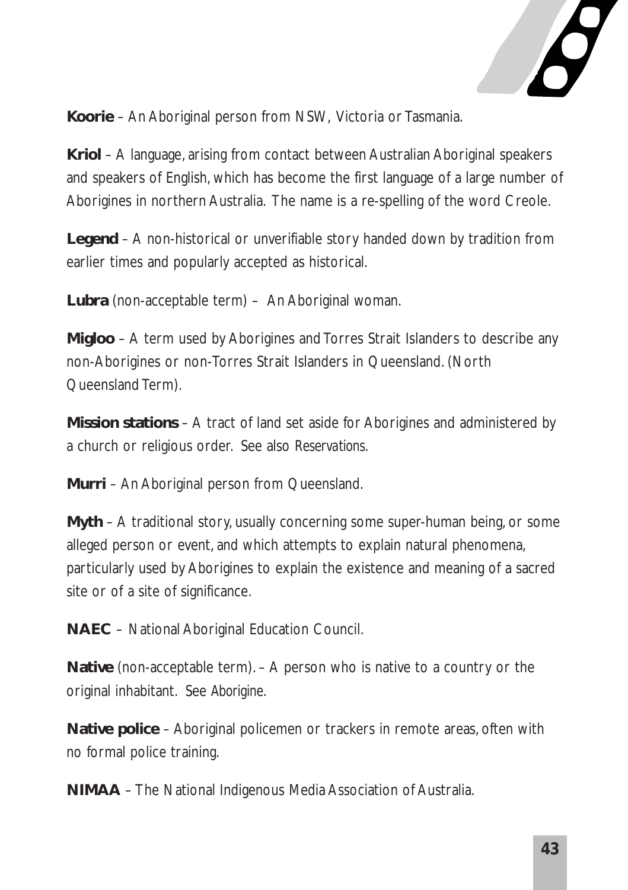**Koorie** – An Aboriginal person from NSW, Victoria or Tasmania.

**Kriol** – A language, arising from contact between Australian Aboriginal speakers and speakers of English, which has become the first language of a large number of Aborigines in northern Australia. The name is a re-spelling of the word Creole.

**Legend** – A non-historical or unverifiable story handed down by tradition from earlier times and popularly accepted as historical.

**Lubra** (non-acceptable term) – An Aboriginal woman.

**Migloo** – A term used by Aborigines and Torres Strait Islanders to describe any non-Aborigines or non-Torres Strait Islanders in Queensland. (North Queensland Term).

**Mission stations** – A tract of land set aside for Aborigines and administered by a church or religious order. See also *Reservations*.

**Murri** – An Aboriginal person from Queensland.

**Myth** – A traditional story, usually concerning some super-human being, or some alleged person or event, and which attempts to explain natural phenomena, particularly used by Aborigines to explain the existence and meaning of a sacred site or of a site of significance.

**NAEC** – National Aboriginal Education Council.

**Native** (non-acceptable term). – A person who is native to a country or the original inhabitant. See *Aborigine*.

**Native police** – Aboriginal policemen or trackers in remote areas, often with no formal police training.

**NIMAA** – The National Indigenous Media Association of Australia.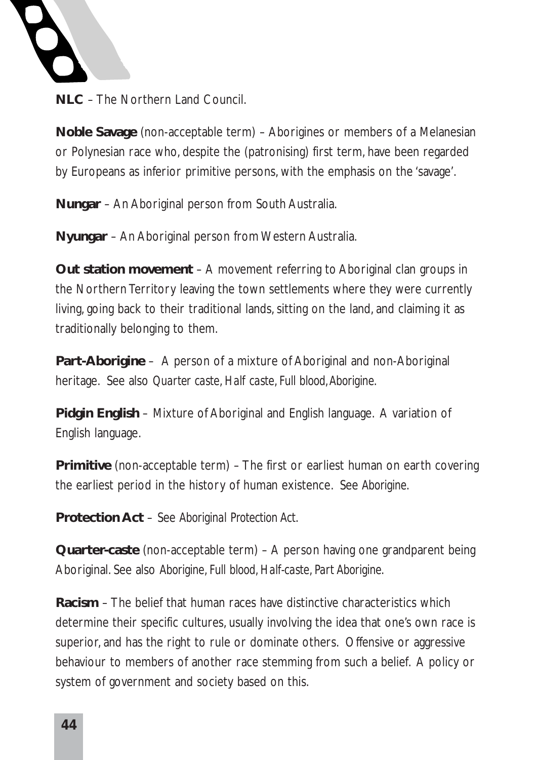**NLC** – The Northern Land Council.

**Noble Savage** (non-acceptable term) – Aborigines or members of a Melanesian or Polynesian race who, despite the (patronising) first term, have been regarded by Europeans as inferior primitive persons, with the emphasis on the 'savage'.

**Nungar** – An Aboriginal person from South Australia.

**Nyungar** – An Aboriginal person from Western Australia.

**Out station movement** – A movement referring to Aboriginal clan groups in the Northern Territory leaving the town settlements where they were currently living, going back to their traditional lands, sitting on the land, and claiming it as traditionally belonging to them.

**Part-Aborigine** – A person of a mixture of Aboriginal and non-Aboriginal heritage. See also *Quarter caste, Half caste, Full blood, Aborigine.*

**Pidgin English** – Mixture of Aboriginal and English language. A variation of English language.

**Primitive** (non-acceptable term) – The first or earliest human on earth covering the earliest period in the history of human existence. See *Aborigine.*

**Protection Act** – See *Aboriginal Protection Act.*

**Quarter-caste** (non-acceptable term) – A person having one grandparent being Aboriginal. See also *Aborigine, Full blood, Half-caste, Part Aborigine.*

**Racism** – The belief that human races have distinctive characteristics which determine their specific cultures, usually involving the idea that one's own race is superior, and has the right to rule or dominate others. Offensive or aggressive behaviour to members of another race stemming from such a belief. A policy or system of government and society based on this.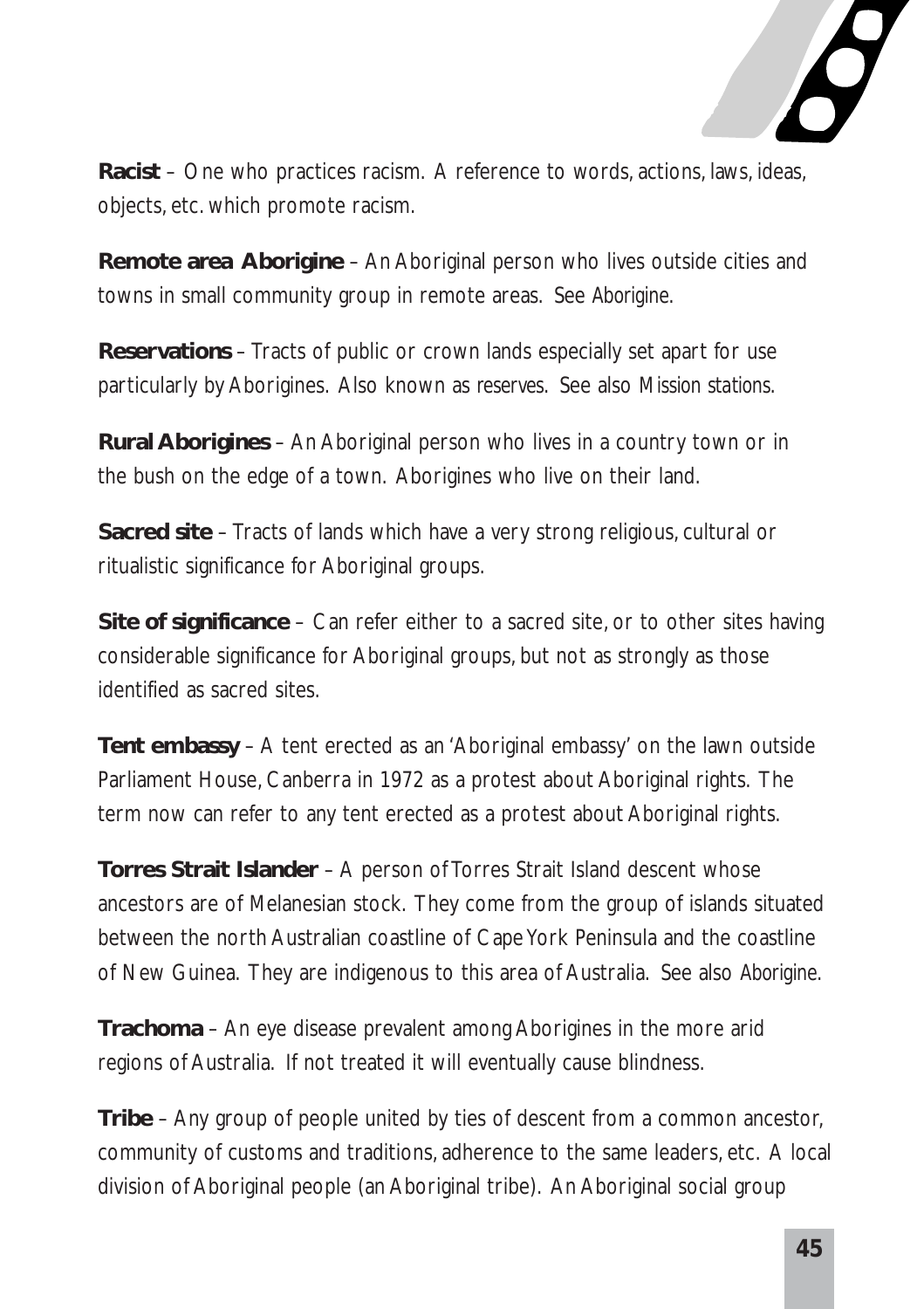**Racist** – One who practices racism. A reference to words, actions, laws, ideas, objects, etc. which promote racism.

**Remote area Aborigine** – An Aboriginal person who lives outside cities and towns in small community group in remote areas. See Aborigine.

**Reservations** – Tracts of public or crown lands especially set apart for use particularly by Aborigines. Also known as reserves. See also Mission stations.

**Rural Aborigines** – An Aboriginal person who lives in a country town or in the bush on the edge of a town. Aborigines who live on their land.

**Sacred site** – Tracts of lands which have a very strong religious, cultural or ritualistic significance for Aboriginal groups.

**Site of significance** – Can refer either to a sacred site, or to other sites having considerable significance for Aboriginal groups, but not as strongly as those identified as sacred sites.

**Tent embassy** – A tent erected as an 'Aboriginal embassy' on the lawn outside Parliament House, Canberra in 1972 as a protest about Aboriginal rights. The term now can refer to any tent erected as a protest about Aboriginal rights.

**Torres Strait Islander** – A person of Torres Strait Island descent whose ancestors are of Melanesian stock. They come from the group of islands situated between the north Australian coastline of Cape York Peninsula and the coastline of New Guinea. They are indigenous to this area of Australia. See also Aborigine.

**Trachoma** – An eye disease prevalent among Aborigines in the more arid regions of Australia. If not treated it will eventually cause blindness.

**Tribe** – Any group of people united by ties of descent from a common ancestor, community of customs and traditions, adherence to the same leaders, etc. A local division of Aboriginal people (an Aboriginal tribe). An Aboriginal social group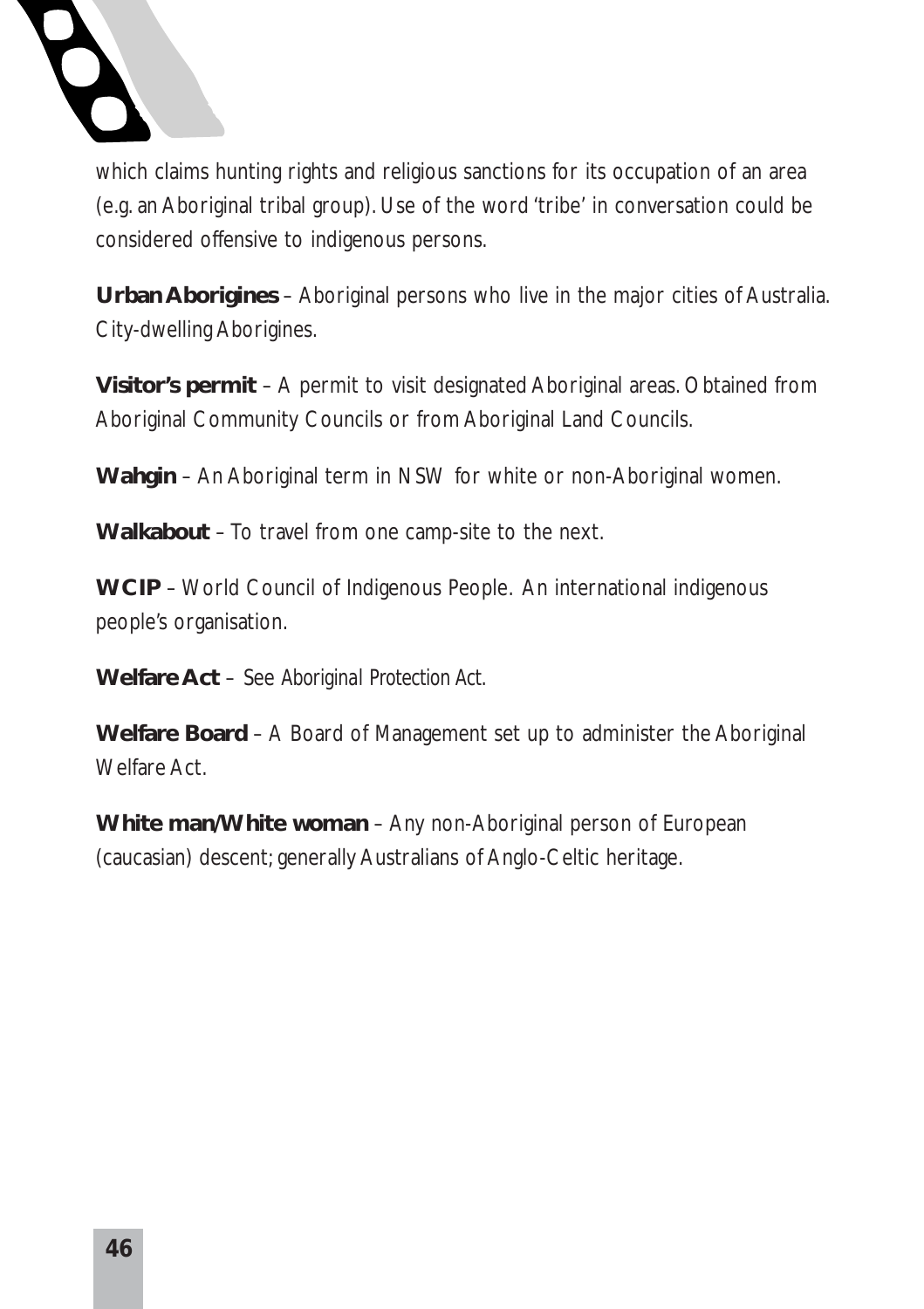which claims hunting rights and religious sanctions for its occupation of an area (e.g. an Aboriginal tribal group). Use of the word 'tribe' in conversation could be considered offensive to indigenous persons.

**Urban Aborigines** – Aboriginal persons who live in the major cities of Australia. City-dwelling Aborigines.

**Visitor's permit** – A permit to visit designated Aboriginal areas. Obtained from Aboriginal Community Councils or from Aboriginal Land Councils.

**Wahgin** – An Aboriginal term in NSW for white or non-Aboriginal women.

**Walkabout** – To travel from one camp-site to the next.

**WCIP** – World Council of Indigenous People. An international indigenous people's organisation.

**Welfare Act** – See Aboriginal Protection Act.

**Welfare Board** – A Board of Management set up to administer the Aboriginal Welfare Act.

**White man/White woman** – Any non-Aboriginal person of European (caucasian) descent; generally Australians of Anglo-Celtic heritage.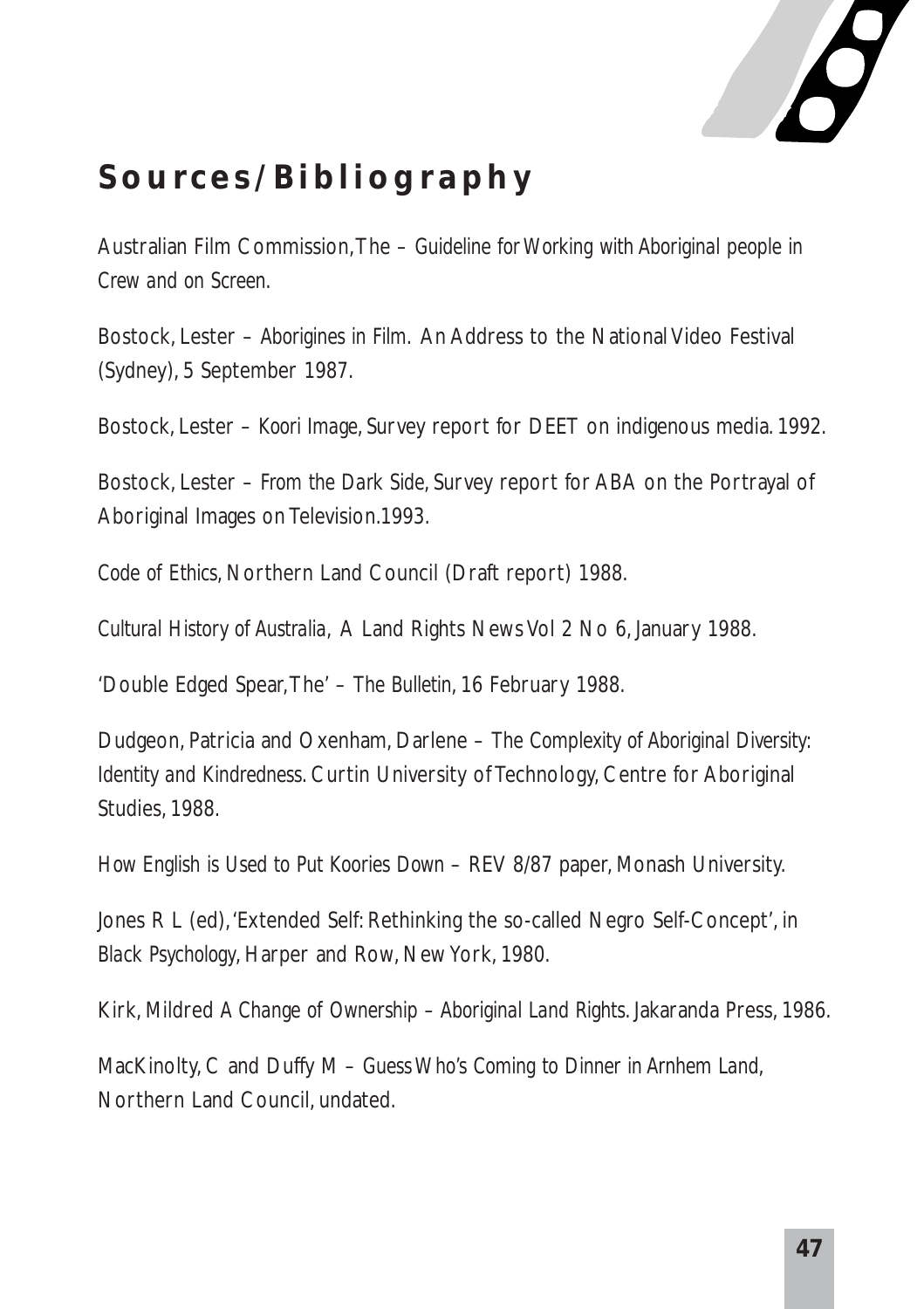# Sources/Bibliography

Australian Film Commission, The – *Guideline for Working with Aboriginal people in Crew and on Screen.*

Bostock, Lester – *Aborigines in Film.* An Address to the National Video Festival (Sydney), 5 September 1987.

Bostock, Lester – *Koori Image*, Survey report for DEET on indigenous media. 1992.

Bostock, Lester – *From the Dark Side*, Survey report for ABA on the Portrayal of Aboriginal Images on Television.1993.

*Code of Ethics*, Northern Land Council (Draft report) 1988.

*Cultural History of Australia*, A Land Rights News Vol 2 No 6, January 1988.

'Double Edged Spear, The' – *The Bulletin*, 16 February 1988.

Dudgeon, Patricia and Oxenham, Darlene – *The Complexity of Aboriginal Diversity: Identity and Kindredness.* Curtin University of Technology, Centre for Aboriginal Studies, 1988.

*How English is Used to Put Koories Down* – REV 8/87 paper, Monash University.

Jones R L (ed), 'Extended Self: Rethinking the so-called Negro Self-Concept', in *Black Psychology*, Harper and Row, New York, 1980.

Kirk, Mildred *A Change of Ownership – Aboriginal Land Rights.* Jakaranda Press, 1986.

MacKinolty, C and Duffy M – *Guess Who's Coming to Dinner in Arnhem Land*, Northern Land Council, undated.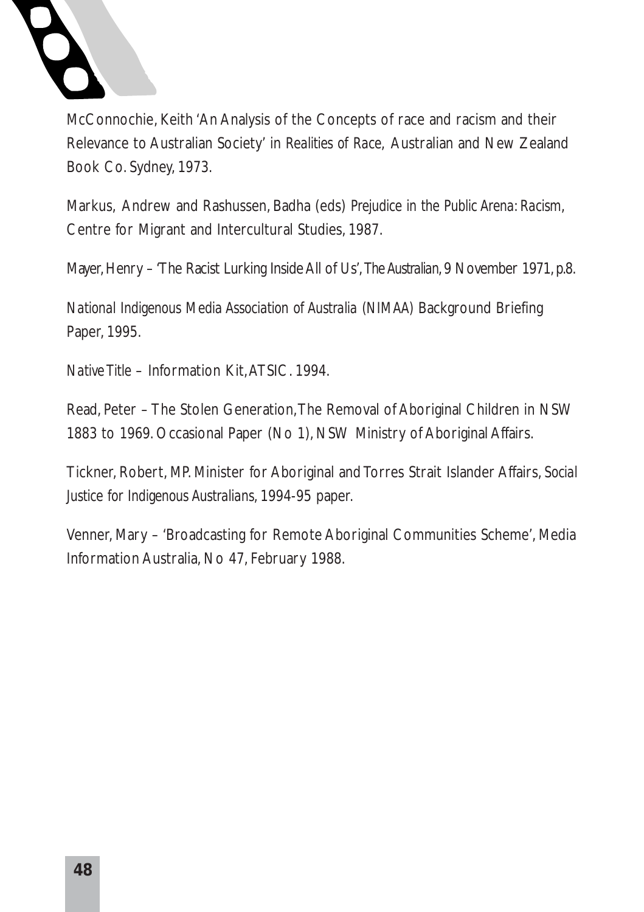McConnochie, Keith 'An Analysis of the Concepts of race and racism and their Relevance to Australian Society' in *Realities of Race*, Australian and New Zealand Book Co. Sydney, 1973.

Markus, Andrew and Rashussen, Badha (eds) *Prejudice in the Public Arena: Racism*, Centre for Migrant and Intercultural Studies, 1987.

Mayer, Henry – 'The Racist Lurking Inside All of Us', *The Australian*, 9 November 1971, p.8.

*National Indigenous Media Association of Australia* (NIMAA) Background Briefing Paper, 1995.

*Native Title* – Information Kit, ATSIC. 1994.

Read, Peter – The Stolen Generation, The Removal of Aboriginal Children in NSW 1883 to 1969. Occasional Paper (No 1), NSW Ministry of Aboriginal Affairs.

Tickner, Robert, MP. Minister for Aboriginal and Torres Strait Islander Affairs, *Social Justice for Indigenous Australians*, 1994-95 paper.

Venner, Mary – 'Broadcasting for Remote Aboriginal Communities Scheme', Media Information Australia, No 47, February 1988.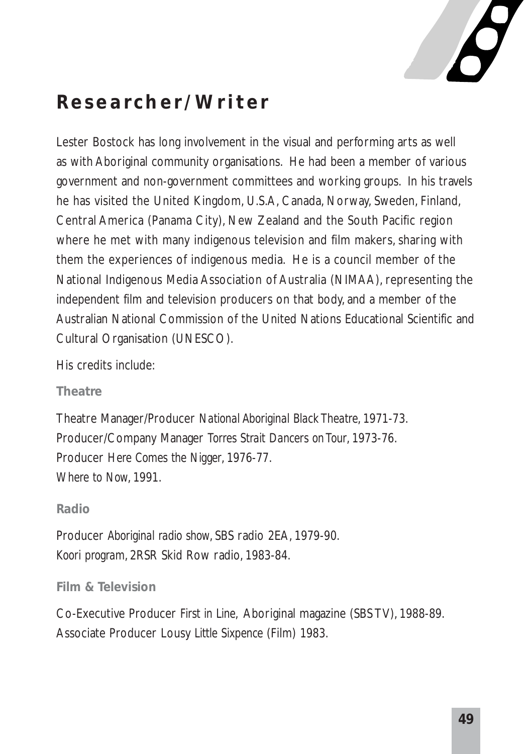## Researcher/Writer

Lester Bostock has long involvement in the visual and performing arts as well as with Aboriginal community organisations. He had been a member of various government and non-government committees and working groups. In his travels he has visited the United Kingdom, U.S.A, Canada, Norway, Sweden, Finland, Central America (Panama City), New Zealand and the South Pacific region where he met with many indigenous television and film makers, sharing with them the experiences of indigenous media. He is a council member of the National Indigenous Media Association of Australia (NIMAA), representing the independent film and television producers on that body, and a member of the Australian National Commission of the United Nations Educational Scientific and Cultural Organisation (UNESCO).

His credits include:

### Theatre

Theatre Manager/Producer *National Aboriginal Black Theatre*, 1971-73.
Producer/Company Manager *Torres Strait Dancers on Tour*, 1973-76.
Producer *Here Comes the Nigger*, 1976-77.
*Where to Now*, 1991.

### Radio

Producer *Aboriginal radio show*, SBS radio 2EA, 1979-90.
*Koori program*, 2RSR Skid Row radio, 1983-84.

### Film & Television

Co-Executive Producer *First in Line*, Aboriginal magazine (SBS TV), 1988-89.
Associate Producer *Lousy Little Sixpence* (Film) 1983.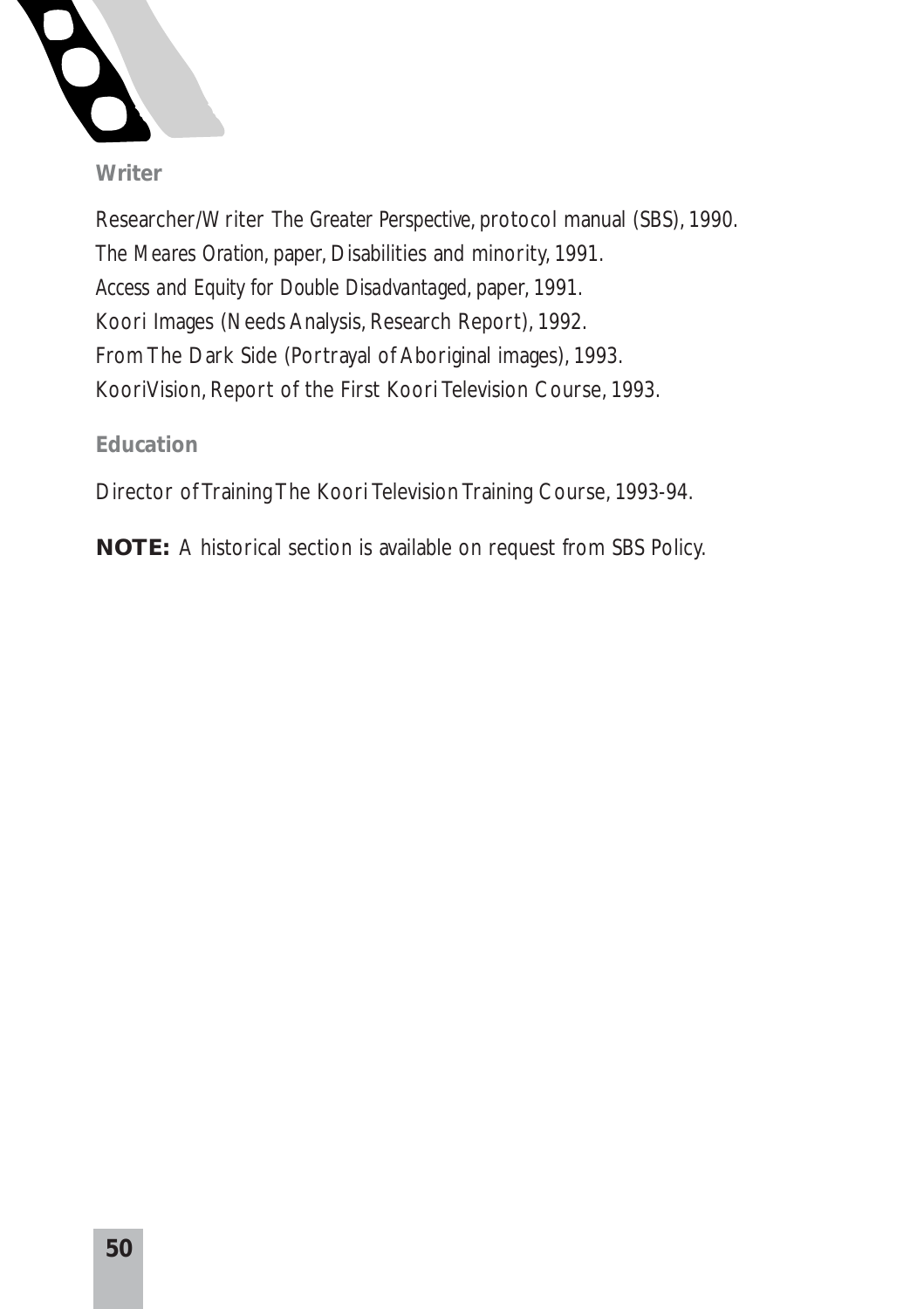### Writer

Researcher/Writer *The Greater Perspective*, protocol manual (SBS), 1990.

*The Meares Oration*, paper, Disabilities and minority, 1991.

*Access and Equity for Double Disadvantaged*, paper, 1991.

Koori Images (Needs Analysis, Research Report), 1992.

From The Dark Side (Portrayal of Aboriginal images), 1993.

KooriVision, Report of the First Koori Television Course, 1993.

### Education

Director of Training The Koori Television Training Course, 1993-94.

**NOTE:** A historical section is available on request from SBS Policy.